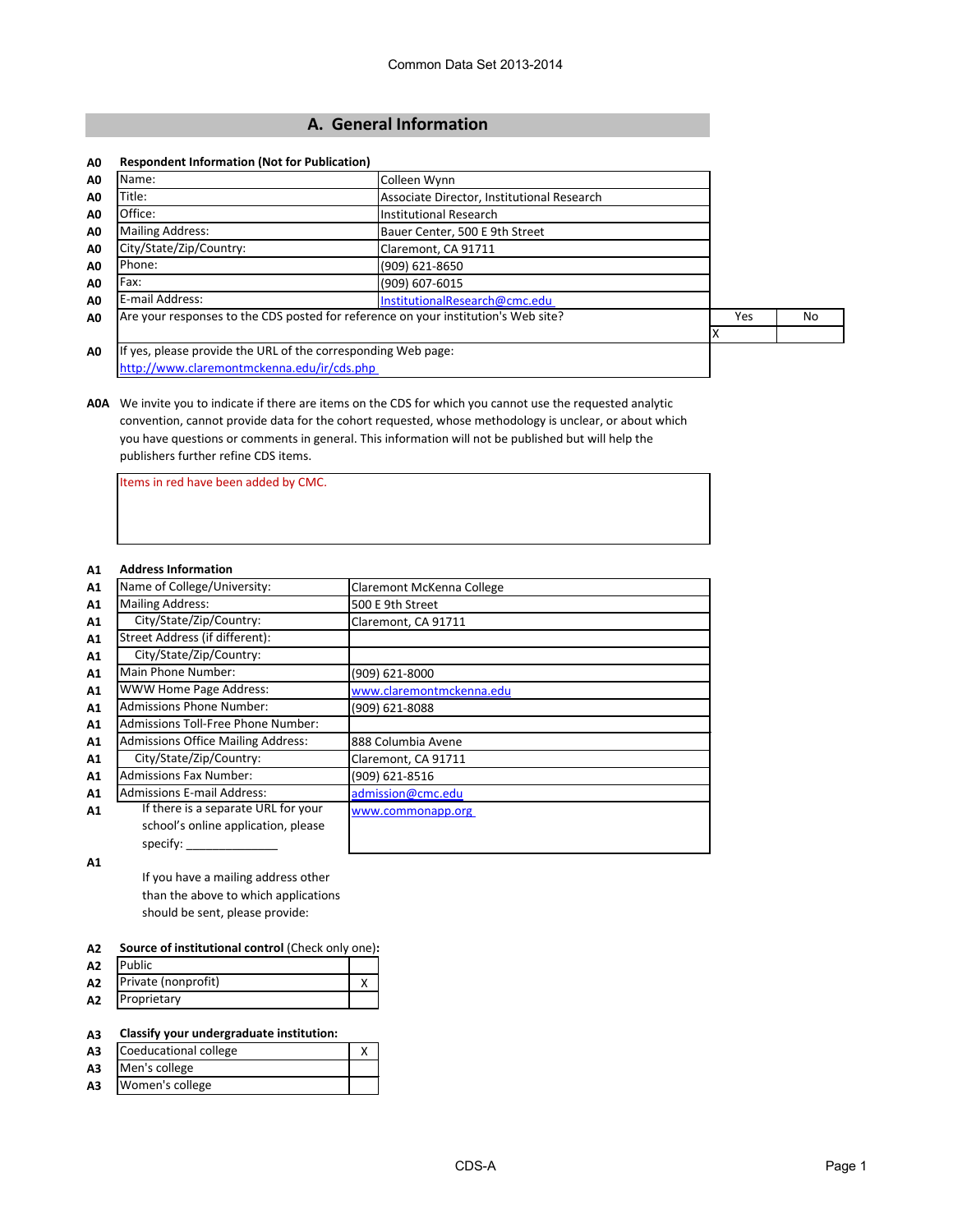Common Data Set 2013-2014

## A. General Information

**A0 Respondent Information (Not for Publication)**

| Code | Field | Value |
|---|---|---|
| A0 | Name: | Colleen Wynn |
| A0 | Title: | Associate Director, Institutional Research |
| A0 | Office: | Institutional Research |
| A0 | Mailing Address: | Bauer Center, 500 E 9th Street |
| A0 | City/State/Zip/Country: | Claremont, CA 91711 |
| A0 | Phone: | (909) 621-8650 |
| A0 | Fax: | (909) 607-6015 |
| A0 | E-mail Address: | InstitutionalResearch@cmc.edu |

| Code | Question | Yes | No |
|---|---|---|---|
| A0 | Are your responses to the CDS posted for reference on your institution's Web site? | X | |

A0 If yes, please provide the URL of the corresponding Web page:
http://www.claremontmckenna.edu/ir/cds.php

**A0A** We invite you to indicate if there are items on the CDS for which you cannot use the requested analytic convention, cannot provide data for the cohort requested, whose methodology is unclear, or about which you have questions or comments in general. This information will not be published but will help the publishers further refine CDS items.

Items in red have been added by CMC.

**A1 Address Information**

| Code | Field | Value |
|---|---|---|
| A1 | Name of College/University: | Claremont McKenna College |
| A1 | Mailing Address: | 500 E 9th Street |
| A1 | City/State/Zip/Country: | Claremont, CA 91711 |
| A1 | Street Address (if different): | |
| A1 | City/State/Zip/Country: | |
| A1 | Main Phone Number: | (909) 621-8000 |
| A1 | WWW Home Page Address: | www.claremontmckenna.edu |
| A1 | Admissions Phone Number: | (909) 621-8088 |
| A1 | Admissions Toll-Free Phone Number: | |
| A1 | Admissions Office Mailing Address: | 888 Columbia Avene |
| A1 | City/State/Zip/Country: | Claremont, CA 91711 |
| A1 | Admissions Fax Number: | (909) 621-8516 |
| A1 | Admissions E-mail Address: | admission@cmc.edu |
| A1 | If there is a separate URL for your school's online application, please specify: _______________ | www.commonapp.org |

A1 If you have a mailing address other than the above to which applications should be sent, please provide:

**A2 Source of institutional control** (Check only one)**:**

| Code | Control | |
|---|---|---|
| A2 | Public | |
| A2 | Private (nonprofit) | X |
| A2 | Proprietary | |

**A3 Classify your undergraduate institution:**

| Code | Classification | |
|---|---|---|
| A3 | Coeducational college | X |
| A3 | Men's college | |
| A3 | Women's college | |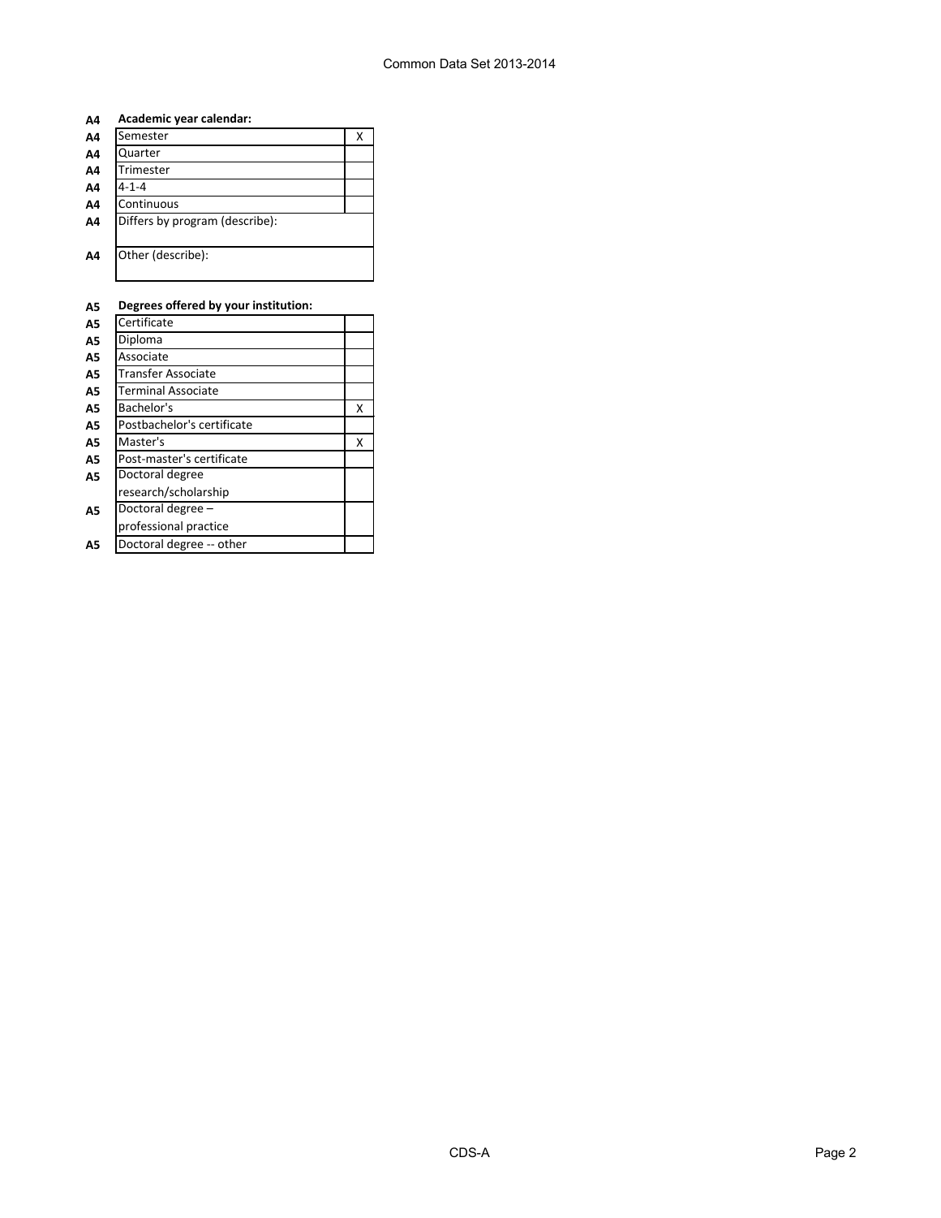**A4 Academic year calendar:**

| A4 | | |
|---|---|---|
| A4 | Semester | X |
| A4 | Quarter | |
| A4 | Trimester | |
| A4 | 4-1-4 | |
| A4 | Continuous | |
| A4 | Differs by program (describe): | |
| A4 | Other (describe): | |

**A5 Degrees offered by your institution:**

| A5 | | |
|---|---|---|
| A5 | Certificate | |
| A5 | Diploma | |
| A5 | Associate | |
| A5 | Transfer Associate | |
| A5 | Terminal Associate | |
| A5 | Bachelor's | X |
| A5 | Postbachelor's certificate | |
| A5 | Master's | X |
| A5 | Post-master's certificate | |
| A5 | Doctoral degree research/scholarship | |
| A5 | Doctoral degree – professional practice | |
| A5 | Doctoral degree -- other | |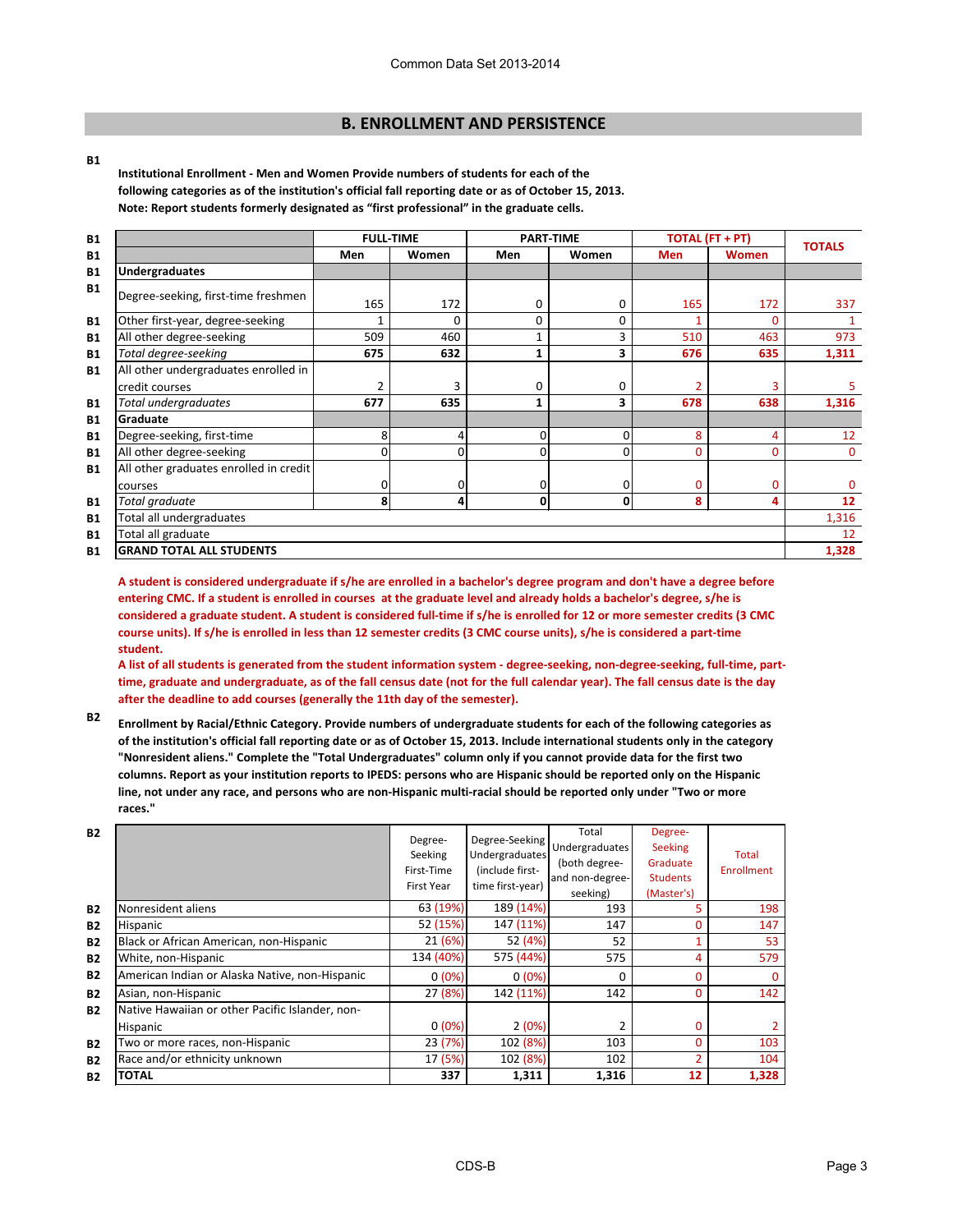## B. ENROLLMENT AND PERSISTENCE

**B1**

**Institutional Enrollment - Men and Women Provide numbers of students for each of the following categories as of the institution's official fall reporting date or as of October 15, 2013. Note: Report students formerly designated as "first professional" in the graduate cells.**

| | | FULL-TIME | | PART-TIME | | TOTAL (FT + PT) | | TOTALS |
|---|---|---|---|---|---|---|---|---|
| | | Men | Women | Men | Women | Men | Women | |
| B1 | **Undergraduates** | | | | | | | |
| B1 | Degree-seeking, first-time freshmen | 165 | 172 | 0 | 0 | 165 | 172 | 337 |
| B1 | Other first-year, degree-seeking | 1 | 0 | 0 | 0 | 1 | 0 | 1 |
| B1 | All other degree-seeking | 509 | 460 | 1 | 3 | 510 | 463 | 973 |
| B1 | *Total degree-seeking* | **675** | **632** | **1** | **3** | **676** | **635** | **1,311** |
| B1 | All other undergraduates enrolled in credit courses | 2 | 3 | 0 | 0 | 2 | 3 | 5 |
| B1 | *Total undergraduates* | **677** | **635** | **1** | **3** | **678** | **638** | **1,316** |
| B1 | **Graduate** | | | | | | | |
| B1 | Degree-seeking, first-time | 8 | 4 | 0 | 0 | 8 | 4 | 12 |
| B1 | All other degree-seeking | 0 | 0 | 0 | 0 | 0 | 0 | 0 |
| B1 | All other graduates enrolled in credit courses | 0 | 0 | 0 | 0 | 0 | 0 | 0 |
| B1 | *Total graduate* | **8** | **4** | **0** | **0** | **8** | **4** | **12** |
| B1 | Total all undergraduates | | | | | | | 1,316 |
| B1 | Total all graduate | | | | | | | 12 |
| B1 | **GRAND TOTAL ALL STUDENTS** | | | | | | | **1,328** |

**A student is considered undergraduate if s/he are enrolled in a bachelor's degree program and don't have a degree before entering CMC. If a student is enrolled in courses at the graduate level and already holds a bachelor's degree, s/he is considered a graduate student. A student is considered full-time if s/he is enrolled for 12 or more semester credits (3 CMC course units). If s/he is enrolled in less than 12 semester credits (3 CMC course units), s/he is considered a part-time student.**

**A list of all students is generated from the student information system - degree-seeking, non-degree-seeking, full-time, part-time, graduate and undergraduate, as of the fall census date (not for the full calendar year). The fall census date is the day after the deadline to add courses (generally the 11th day of the semester).**

**B2**

**Enrollment by Racial/Ethnic Category. Provide numbers of undergraduate students for each of the following categories as of the institution's official fall reporting date or as of October 15, 2013. Include international students only in the category "Nonresident aliens." Complete the "Total Undergraduates" column only if you cannot provide data for the first two columns. Report as your institution reports to IPEDS: persons who are Hispanic should be reported only on the Hispanic line, not under any race, and persons who are non-Hispanic multi-racial should be reported only under "Two or more races."**

| | | Degree-Seeking First-Time First Year | Degree-Seeking Undergraduates (include first-time first-year) | Total Undergraduates (both degree- and non-degree-seeking) | Degree-Seeking Graduate Students (Master's) | Total Enrollment |
|---|---|---|---|---|---|---|
| B2 | Nonresident aliens | 63 (19%) | 189 (14%) | 193 | 5 | 198 |
| B2 | Hispanic | 52 (15%) | 147 (11%) | 147 | 0 | 147 |
| B2 | Black or African American, non-Hispanic | 21 (6%) | 52 (4%) | 52 | 1 | 53 |
| B2 | White, non-Hispanic | 134 (40%) | 575 (44%) | 575 | 4 | 579 |
| B2 | American Indian or Alaska Native, non-Hispanic | 0 (0%) | 0 (0%) | 0 | 0 | 0 |
| B2 | Asian, non-Hispanic | 27 (8%) | 142 (11%) | 142 | 0 | 142 |
| B2 | Native Hawaiian or other Pacific Islander, non-Hispanic | 0 (0%) | 2 (0%) | 2 | 0 | 2 |
| B2 | Two or more races, non-Hispanic | 23 (7%) | 102 (8%) | 103 | 0 | 103 |
| B2 | Race and/or ethnicity unknown | 17 (5%) | 102 (8%) | 102 | 2 | 104 |
| B2 | **TOTAL** | **337** | **1,311** | **1,316** | **12** | **1,328** |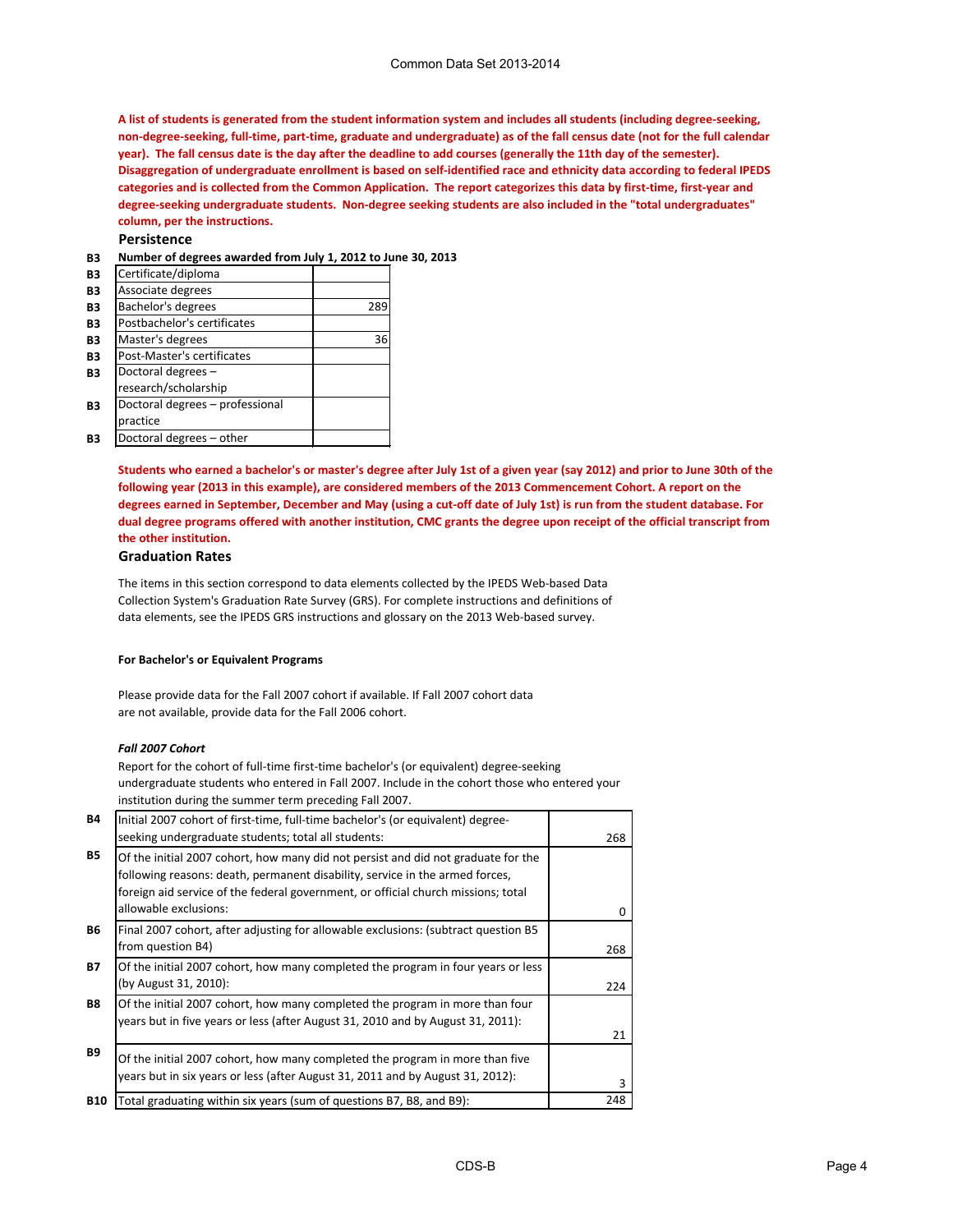**A list of students is generated from the student information system and includes all students (including degree-seeking, non-degree-seeking, full-time, part-time, graduate and undergraduate) as of the fall census date (not for the full calendar year). The fall census date is the day after the deadline to add courses (generally the 11th day of the semester). Disaggregation of undergraduate enrollment is based on self-identified race and ethnicity data according to federal IPEDS categories and is collected from the Common Application. The report categorizes this data by first-time, first-year and degree-seeking undergraduate students. Non-degree seeking students are also included in the "total undergraduates" column, per the instructions.**

### Persistence

**B3 Number of degrees awarded from July 1, 2012 to June 30, 2013**

| | | |
|---|---|---|
| B3 | Certificate/diploma | |
| B3 | Associate degrees | |
| B3 | Bachelor's degrees | 289 |
| B3 | Postbachelor's certificates | |
| B3 | Master's degrees | 36 |
| B3 | Post-Master's certificates | |
| B3 | Doctoral degrees – research/scholarship | |
| B3 | Doctoral degrees – professional practice | |
| B3 | Doctoral degrees – other | |

**Students who earned a bachelor's or master's degree after July 1st of a given year (say 2012) and prior to June 30th of the following year (2013 in this example), are considered members of the 2013 Commencement Cohort. A report on the degrees earned in September, December and May (using a cut-off date of July 1st) is run from the student database. For dual degree programs offered with another institution, CMC grants the degree upon receipt of the official transcript from the other institution.**

### Graduation Rates

The items in this section correspond to data elements collected by the IPEDS Web-based Data Collection System's Graduation Rate Survey (GRS). For complete instructions and definitions of data elements, see the IPEDS GRS instructions and glossary on the 2013 Web-based survey.

**For Bachelor's or Equivalent Programs**

Please provide data for the Fall 2007 cohort if available. If Fall 2007 cohort data are not available, provide data for the Fall 2006 cohort.

***Fall 2007 Cohort***

Report for the cohort of full-time first-time bachelor's (or equivalent) degree-seeking undergraduate students who entered in Fall 2007. Include in the cohort those who entered your institution during the summer term preceding Fall 2007.

| | | |
|---|---|---|
| B4 | Initial 2007 cohort of first-time, full-time bachelor's (or equivalent) degree-seeking undergraduate students; total all students: | 268 |
| B5 | Of the initial 2007 cohort, how many did not persist and did not graduate for the following reasons: death, permanent disability, service in the armed forces, foreign aid service of the federal government, or official church missions; total allowable exclusions: | 0 |
| B6 | Final 2007 cohort, after adjusting for allowable exclusions: (subtract question B5 from question B4) | 268 |
| B7 | Of the initial 2007 cohort, how many completed the program in four years or less (by August 31, 2010): | 224 |
| B8 | Of the initial 2007 cohort, how many completed the program in more than four years but in five years or less (after August 31, 2010 and by August 31, 2011): | 21 |
| B9 | Of the initial 2007 cohort, how many completed the program in more than five years but in six years or less (after August 31, 2011 and by August 31, 2012): | 3 |
| B10 | Total graduating within six years (sum of questions B7, B8, and B9): | 248 |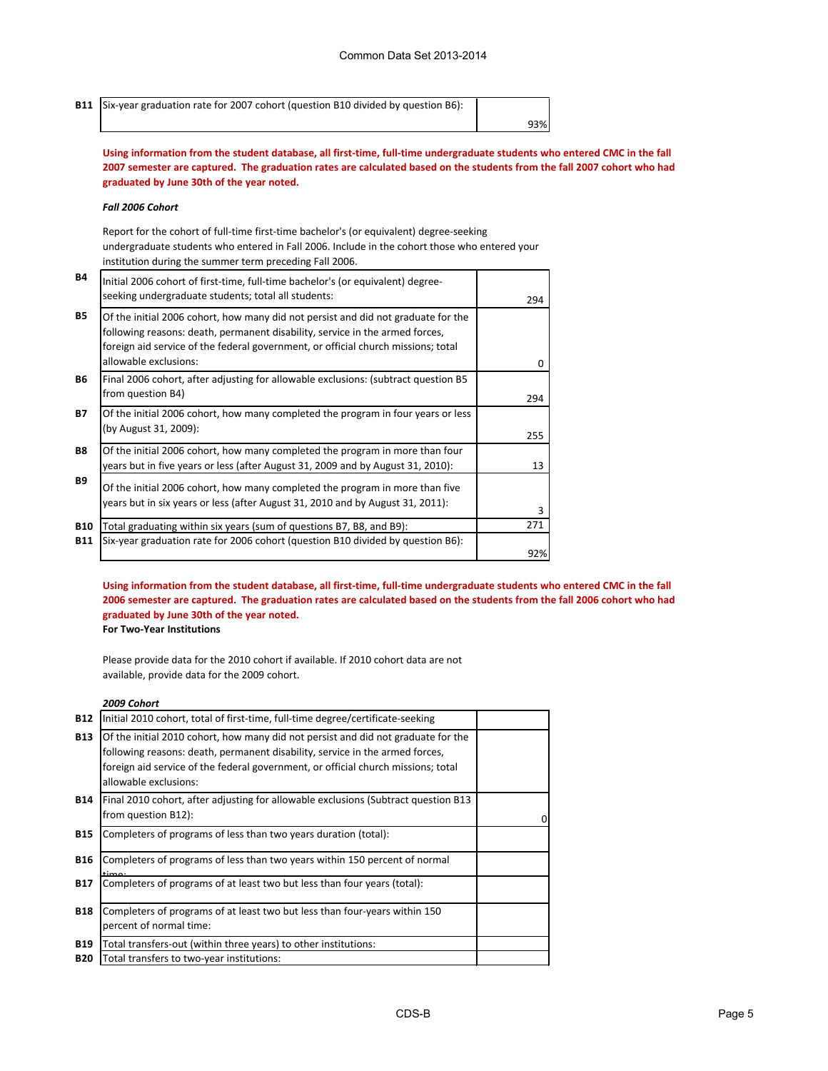| | | |
|---|---|---|
| **B11** | Six-year graduation rate for 2007 cohort (question B10 divided by question B6): | 93% |

**Using information from the student database, all first-time, full-time undergraduate students who entered CMC in the fall 2007 semester are captured. The graduation rates are calculated based on the students from the fall 2007 cohort who had graduated by June 30th of the year noted.**

***Fall 2006 Cohort***

Report for the cohort of full-time first-time bachelor's (or equivalent) degree-seeking undergraduate students who entered in Fall 2006. Include in the cohort those who entered your institution during the summer term preceding Fall 2006.

| | | |
|---|---|---|
| **B4** | Initial 2006 cohort of first-time, full-time bachelor's (or equivalent) degree-seeking undergraduate students; total all students: | 294 |
| **B5** | Of the initial 2006 cohort, how many did not persist and did not graduate for the following reasons: death, permanent disability, service in the armed forces, foreign aid service of the federal government, or official church missions; total allowable exclusions: | 0 |
| **B6** | Final 2006 cohort, after adjusting for allowable exclusions: (subtract question B5 from question B4) | 294 |
| **B7** | Of the initial 2006 cohort, how many completed the program in four years or less (by August 31, 2009): | 255 |
| **B8** | Of the initial 2006 cohort, how many completed the program in more than four years but in five years or less (after August 31, 2009 and by August 31, 2010): | 13 |
| **B9** | Of the initial 2006 cohort, how many completed the program in more than five years but in six years or less (after August 31, 2010 and by August 31, 2011): | 3 |
| **B10** | Total graduating within six years (sum of questions B7, B8, and B9): | 271 |
| **B11** | Six-year graduation rate for 2006 cohort (question B10 divided by question B6): | 92% |

**Using information from the student database, all first-time, full-time undergraduate students who entered CMC in the fall 2006 semester are captured. The graduation rates are calculated based on the students from the fall 2006 cohort who had graduated by June 30th of the year noted.**

**For Two-Year Institutions**

Please provide data for the 2010 cohort if available. If 2010 cohort data are not available, provide data for the 2009 cohort.

***2009 Cohort***

| | | |
|---|---|---|
| **B12** | Initial 2010 cohort, total of first-time, full-time degree/certificate-seeking | |
| **B13** | Of the initial 2010 cohort, how many did not persist and did not graduate for the following reasons: death, permanent disability, service in the armed forces, foreign aid service of the federal government, or official church missions; total allowable exclusions: | |
| **B14** | Final 2010 cohort, after adjusting for allowable exclusions (Subtract question B13 from question B12): | 0 |
| **B15** | Completers of programs of less than two years duration (total): | |
| **B16** | Completers of programs of less than two years within 150 percent of normal time: | |
| **B17** | Completers of programs of at least two but less than four years (total): | |
| **B18** | Completers of programs of at least two but less than four-years within 150 percent of normal time: | |
| **B19** | Total transfers-out (within three years) to other institutions: | |
| **B20** | Total transfers to two-year institutions: | |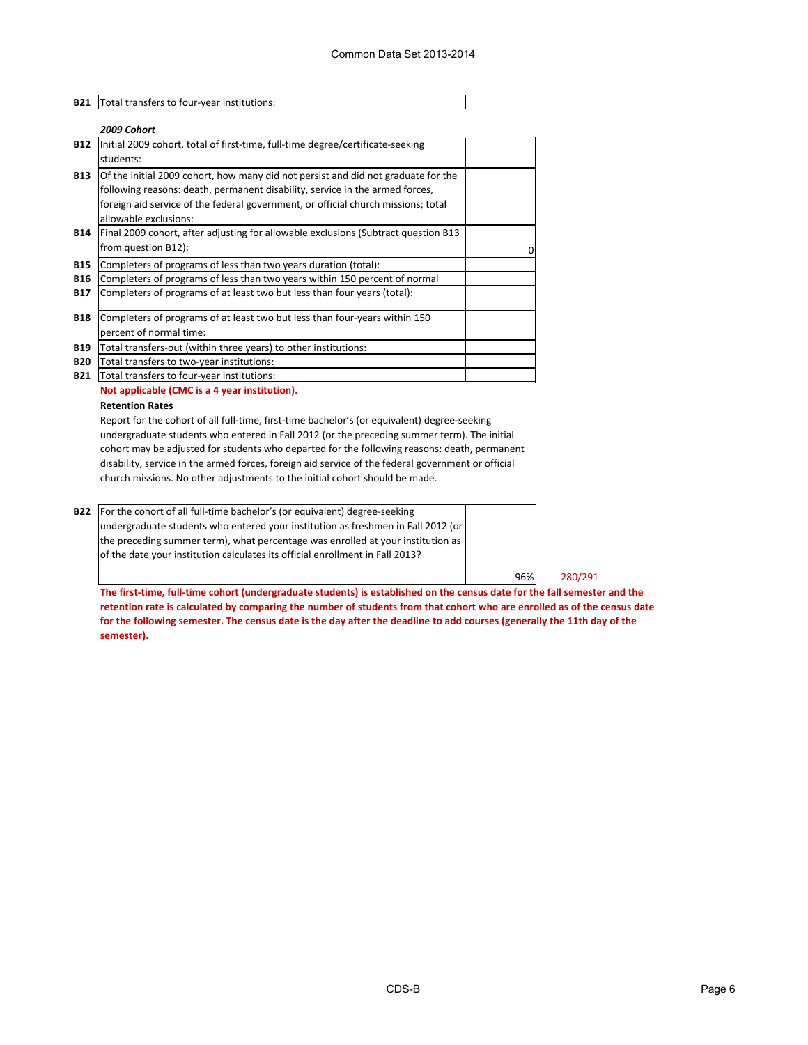| | | |
|---|---|---|
| B21 | Total transfers to four-year institutions: | |

*2009 Cohort*

| | | |
|---|---|---|
| B12 | Initial 2009 cohort, total of first-time, full-time degree/certificate-seeking students: | |
| B13 | Of the initial 2009 cohort, how many did not persist and did not graduate for the following reasons: death, permanent disability, service in the armed forces, foreign aid service of the federal government, or official church missions; total allowable exclusions: | |
| B14 | Final 2009 cohort, after adjusting for allowable exclusions (Subtract question B13 from question B12): | 0 |
| B15 | Completers of programs of less than two years duration (total): | |
| B16 | Completers of programs of less than two years within 150 percent of normal | |
| B17 | Completers of programs of at least two but less than four years (total): | |
| B18 | Completers of programs of at least two but less than four-years within 150 percent of normal time: | |
| B19 | Total transfers-out (within three years) to other institutions: | |
| B20 | Total transfers to two-year institutions: | |
| B21 | Total transfers to four-year institutions: | |

**Not applicable (CMC is a 4 year institution).**

**Retention Rates**

Report for the cohort of all full-time, first-time bachelor's (or equivalent) degree-seeking undergraduate students who entered in Fall 2012 (or the preceding summer term). The initial cohort may be adjusted for students who departed for the following reasons: death, permanent disability, service in the armed forces, foreign aid service of the federal government or official church missions. No other adjustments to the initial cohort should be made.

| | | | |
|---|---|---|---|
| B22 | For the cohort of all full-time bachelor's (or equivalent) degree-seeking undergraduate students who entered your institution as freshmen in Fall 2012 (or the preceding summer term), what percentage was enrolled at your institution as of the date your institution calculates its official enrollment in Fall 2013? | 96% | 280/291 |

**The first-time, full-time cohort (undergraduate students) is established on the census date for the fall semester and the retention rate is calculated by comparing the number of students from that cohort who are enrolled as of the census date for the following semester. The census date is the day after the deadline to add courses (generally the 11th day of the semester).**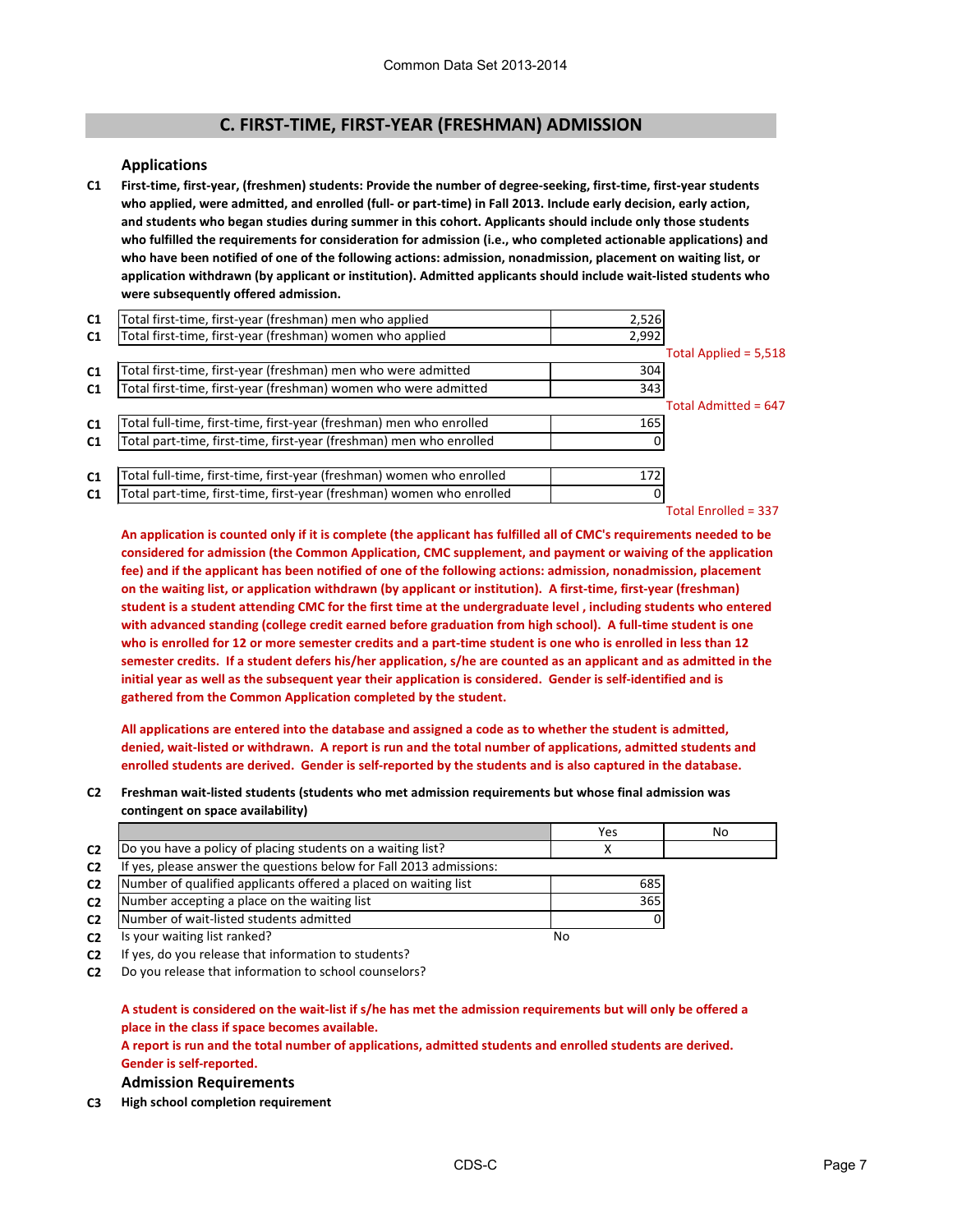## C. FIRST-TIME, FIRST-YEAR (FRESHMAN) ADMISSION

### Applications

**C1** **First-time, first-year, (freshmen) students: Provide the number of degree-seeking, first-time, first-year students who applied, were admitted, and enrolled (full- or part-time) in Fall 2013. Include early decision, early action, and students who began studies during summer in this cohort. Applicants should include only those students who fulfilled the requirements for consideration for admission (i.e., who completed actionable applications) and who have been notified of one of the following actions: admission, nonadmission, placement on waiting list, or application withdrawn (by applicant or institution). Admitted applicants should include wait-listed students who were subsequently offered admission.**

| | | | |
|---|---|---|---|
| C1 | Total first-time, first-year (freshman) men who applied | 2,526 | |
| C1 | Total first-time, first-year (freshman) women who applied | 2,992 | |
| | | | Total Applied = 5,518 |
| C1 | Total first-time, first-year (freshman) men who were admitted | 304 | |
| C1 | Total first-time, first-year (freshman) women who were admitted | 343 | |
| | | | Total Admitted = 647 |
| C1 | Total full-time, first-time, first-year (freshman) men who enrolled | 165 | |
| C1 | Total part-time, first-time, first-year (freshman) men who enrolled | 0 | |
| C1 | Total full-time, first-time, first-year (freshman) women who enrolled | 172 | |
| C1 | Total part-time, first-time, first-year (freshman) women who enrolled | 0 | |
| | | | Total Enrolled = 337 |

**An application is counted only if it is complete (the applicant has fulfilled all of CMC's requirements needed to be considered for admission (the Common Application, CMC supplement, and payment or waiving of the application fee) and if the applicant has been notified of one of the following actions: admission, nonadmission, placement on the waiting list, or application withdrawn (by applicant or institution). A first-time, first-year (freshman) student is a student attending CMC for the first time at the undergraduate level , including students who entered with advanced standing (college credit earned before graduation from high school). A full-time student is one who is enrolled for 12 or more semester credits and a part-time student is one who is enrolled in less than 12 semester credits. If a student defers his/her application, s/he are counted as an applicant and as admitted in the initial year as well as the subsequent year their application is considered. Gender is self-identified and is gathered from the Common Application completed by the student.**

**All applications are entered into the database and assigned a code as to whether the student is admitted, denied, wait-listed or withdrawn. A report is run and the total number of applications, admitted students and enrolled students are derived. Gender is self-reported by the students and is also captured in the database.**

**C2** **Freshman wait-listed students (students who met admission requirements but whose final admission was contingent on space availability)**

| | | Yes | No |
|---|---|---|---|
| C2 | Do you have a policy of placing students on a waiting list? | X | |
| C2 | If yes, please answer the questions below for Fall 2013 admissions: | | |
| C2 | Number of qualified applicants offered a placed on waiting list | 685 | |
| C2 | Number accepting a place on the waiting list | 365 | |
| C2 | Number of wait-listed students admitted | 0 | |
| C2 | Is your waiting list ranked? | No | |
| C2 | If yes, do you release that information to students? | | |
| C2 | Do you release that information to school counselors? | | |

**A student is considered on the wait-list if s/he has met the admission requirements but will only be offered a place in the class if space becomes available.**
**A report is run and the total number of applications, admitted students and enrolled students are derived. Gender is self-reported.**

### Admission Requirements

**C3** **High school completion requirement**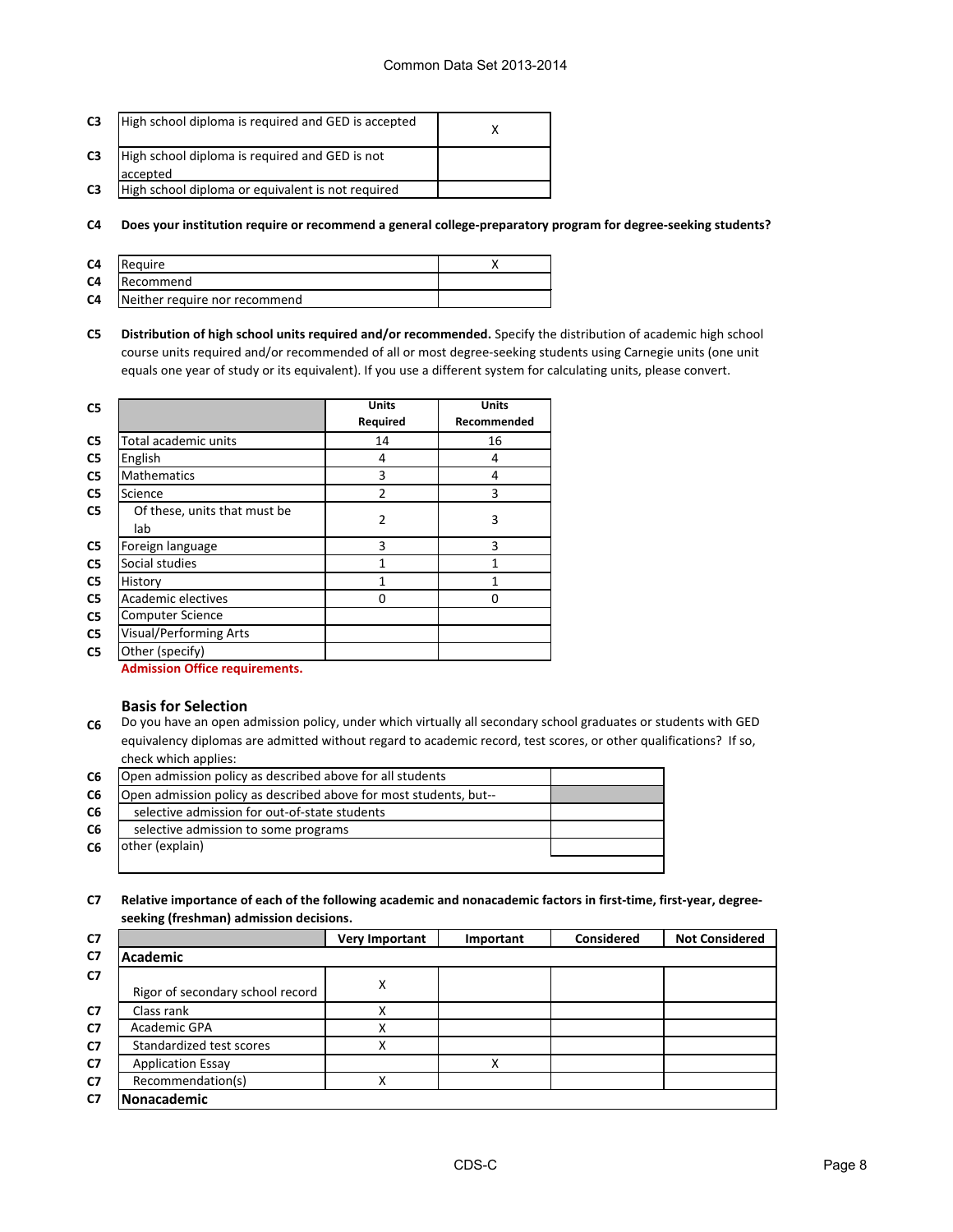| | | |
|---|---|---|
| C3 | High school diploma is required and GED is accepted | X |
| C3 | High school diploma is required and GED is not accepted | |
| C3 | High school diploma or equivalent is not required | |

**C4 Does your institution require or recommend a general college-preparatory program for degree-seeking students?**

| | | |
|---|---|---|
| C4 | Require | X |
| C4 | Recommend | |
| C4 | Neither require nor recommend | |

**C5 Distribution of high school units required and/or recommended.** Specify the distribution of academic high school course units required and/or recommended of all or most degree-seeking students using Carnegie units (one unit equals one year of study or its equivalent). If you use a different system for calculating units, please convert.

| | | Units Required | Units Recommended |
|---|---|---|---|
| C5 | Total academic units | 14 | 16 |
| C5 | English | 4 | 4 |
| C5 | Mathematics | 3 | 4 |
| C5 | Science | 2 | 3 |
| C5 | Of these, units that must be lab | 2 | 3 |
| C5 | Foreign language | 3 | 3 |
| C5 | Social studies | 1 | 1 |
| C5 | History | 1 | 1 |
| C5 | Academic electives | 0 | 0 |
| C5 | Computer Science | | |
| C5 | Visual/Performing Arts | | |
| C5 | Other (specify) | | |

Admission Office requirements.

## Basis for Selection

C6 Do you have an open admission policy, under which virtually all secondary school graduates or students with GED equivalency diplomas are admitted without regard to academic record, test scores, or other qualifications? If so, check which applies:

| | | |
|---|---|---|
| C6 | Open admission policy as described above for all students | |
| C6 | Open admission policy as described above for most students, but-- | |
| C6 | selective admission for out-of-state students | |
| C6 | selective admission to some programs | |
| C6 | other (explain) | |

**C7 Relative importance of each of the following academic and nonacademic factors in first-time, first-year, degree-seeking (freshman) admission decisions.**

| | | Very Important | Important | Considered | Not Considered |
|---|---|---|---|---|---|
| C7 | **Academic** | | | | |
| C7 | Rigor of secondary school record | X | | | |
| C7 | Class rank | X | | | |
| C7 | Academic GPA | X | | | |
| C7 | Standardized test scores | X | | | |
| C7 | Application Essay | | X | | |
| C7 | Recommendation(s) | X | | | |
| C7 | **Nonacademic** | | | | |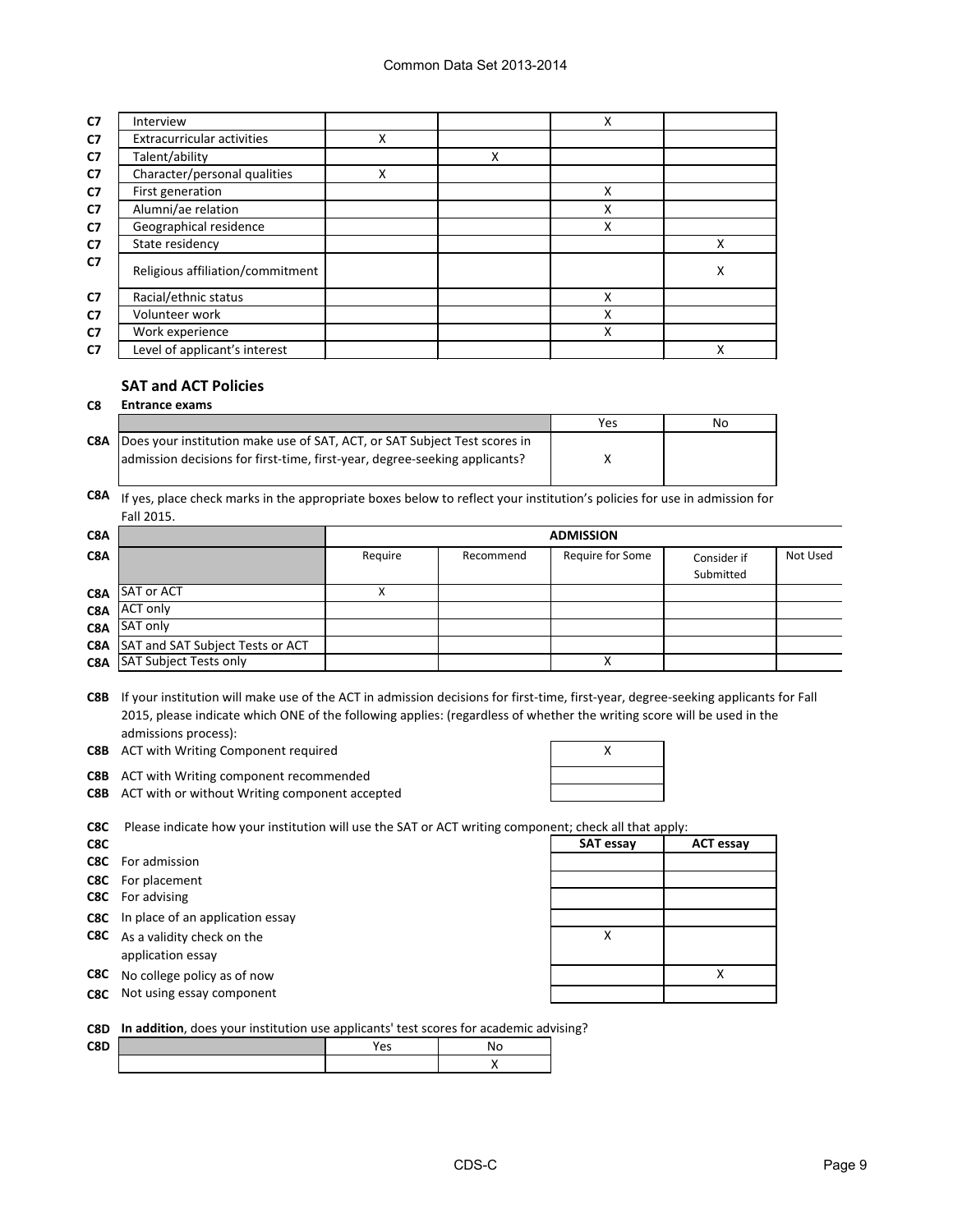| | | | | | |
|---|---|---|---|---|---|
| C7 | Interview | | | X | |
| C7 | Extracurricular activities | X | | | |
| C7 | Talent/ability | | X | | |
| C7 | Character/personal qualities | X | | | |
| C7 | First generation | | | X | |
| C7 | Alumni/ae relation | | | X | |
| C7 | Geographical residence | | | X | |
| C7 | State residency | | | | X |
| C7 | Religious affiliation/commitment | | | | X |
| C7 | Racial/ethnic status | | | X | |
| C7 | Volunteer work | | | X | |
| C7 | Work experience | | | X | |
| C7 | Level of applicant's interest | | | | X |

## SAT and ACT Policies

**C8 Entrance exams**

| | | Yes | No |
|---|---|---|---|
| C8A | Does your institution make use of SAT, ACT, or SAT Subject Test scores in admission decisions for first-time, first-year, degree-seeking applicants? | X | |

C8A If yes, place check marks in the appropriate boxes below to reflect your institution's policies for use in admission for Fall 2015.

| C8A | | ADMISSION | | | | |
|---|---|---|---|---|---|---|
| C8A | | Require | Recommend | Require for Some | Consider if Submitted | Not Used |
| C8A | SAT or ACT | X | | | | |
| C8A | ACT only | | | | | |
| C8A | SAT only | | | | | |
| C8A | SAT and SAT Subject Tests or ACT | | | | | |
| C8A | SAT Subject Tests only | | | X | | |

C8B If your institution will make use of the ACT in admission decisions for first-time, first-year, degree-seeking applicants for Fall 2015, please indicate which ONE of the following applies: (regardless of whether the writing score will be used in the admissions process):

| | | |
|---|---|---|
| C8B | ACT with Writing Component required | X |
| C8B | ACT with Writing component recommended | |
| C8B | ACT with or without Writing component accepted | |

C8C Please indicate how your institution will use the SAT or ACT writing component; check all that apply:

| C8C | | SAT essay | ACT essay |
|---|---|---|---|
| C8C | For admission | | |
| C8C | For placement | | |
| C8C | For advising | | |
| C8C | In place of an application essay | | |
| C8C | As a validity check on the application essay | X | |
| C8C | No college policy as of now | | X |
| C8C | Not using essay component | | |

C8D **In addition**, does your institution use applicants' test scores for academic advising?

| C8D | Yes | No |
|---|---|---|
| | | X |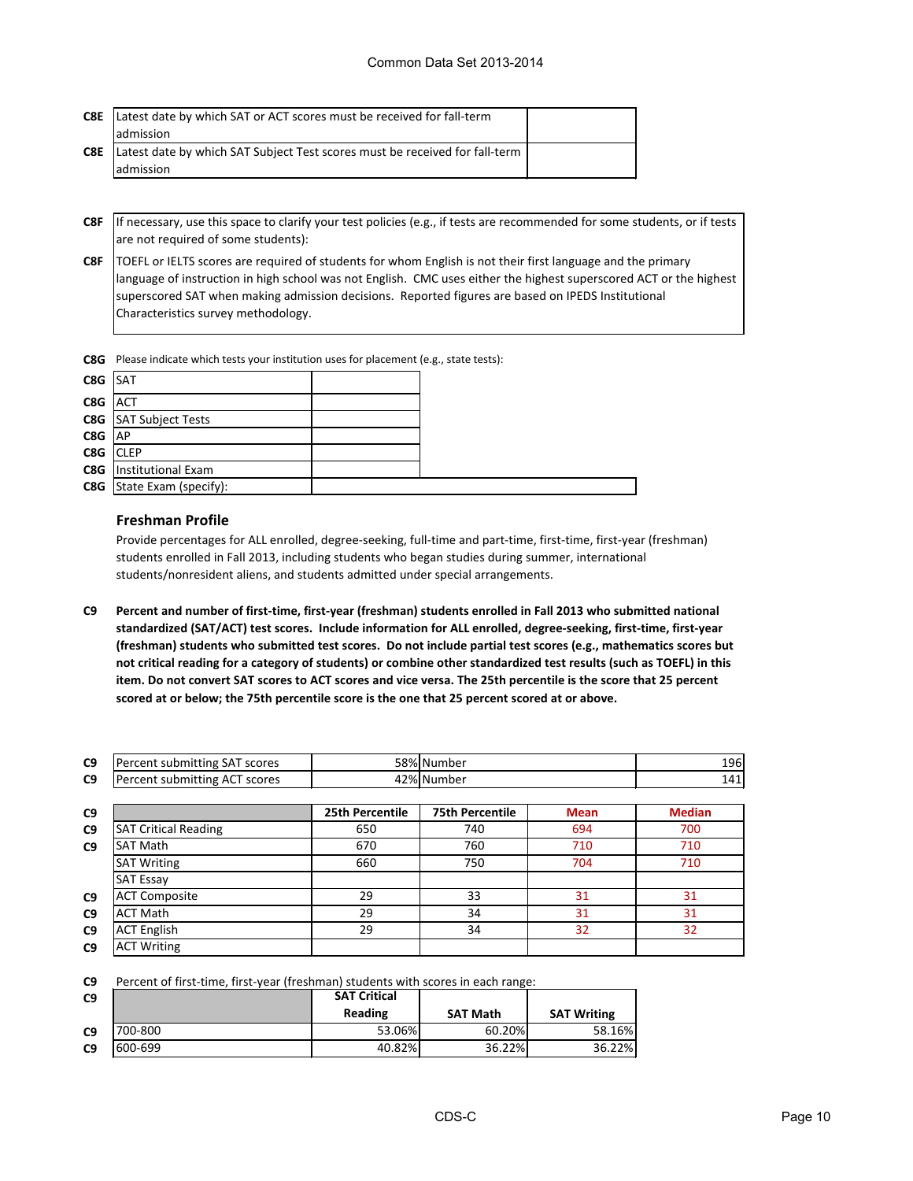| | | |
|---|---|---|
| C8E | Latest date by which SAT or ACT scores must be received for fall-term admission | |
| C8E | Latest date by which SAT Subject Test scores must be received for fall-term admission | |

| | |
|---|---|
| C8F | If necessary, use this space to clarify your test policies (e.g., if tests are recommended for some students, or if tests are not required of some students): |
| C8F | TOEFL or IELTS scores are required of students for whom English is not their first language and the primary language of instruction in high school was not English. CMC uses either the highest superscored ACT or the highest superscored SAT when making admission decisions. Reported figures are based on IPEDS Institutional Characteristics survey methodology. |

C8G Please indicate which tests your institution uses for placement (e.g., state tests):

| | | |
|---|---|---|
| C8G | SAT | |
| C8G | ACT | |
| C8G | SAT Subject Tests | |
| C8G | AP | |
| C8G | CLEP | |
| C8G | Institutional Exam | |
| C8G | State Exam (specify): | |

### Freshman Profile

Provide percentages for ALL enrolled, degree-seeking, full-time and part-time, first-time, first-year (freshman) students enrolled in Fall 2013, including students who began studies during summer, international students/nonresident aliens, and students admitted under special arrangements.

**C9 Percent and number of first-time, first-year (freshman) students enrolled in Fall 2013 who submitted national standardized (SAT/ACT) test scores. Include information for ALL enrolled, degree-seeking, first-time, first-year (freshman) students who submitted test scores. Do not include partial test scores (e.g., mathematics scores but not critical reading for a category of students) or combine other standardized test results (such as TOEFL) in this item. Do not convert SAT scores to ACT scores and vice versa. The 25th percentile is the score that 25 percent scored at or below; the 75th percentile score is the one that 25 percent scored at or above.**

| | | | | |
|---|---|---|---|---|
| C9 | Percent submitting SAT scores | 58% | Number | 196 |
| C9 | Percent submitting ACT scores | 42% | Number | 141 |

| C9 | | 25th Percentile | 75th Percentile | Mean | Median |
|---|---|---|---|---|---|
| C9 | SAT Critical Reading | 650 | 740 | 694 | 700 |
| C9 | SAT Math | 670 | 760 | 710 | 710 |
| | SAT Writing | 660 | 750 | 704 | 710 |
| | SAT Essay | | | | |
| C9 | ACT Composite | 29 | 33 | 31 | 31 |
| C9 | ACT Math | 29 | 34 | 31 | 31 |
| C9 | ACT English | 29 | 34 | 32 | 32 |
| C9 | ACT Writing | | | | |

C9 Percent of first-time, first-year (freshman) students with scores in each range:

| C9 | | SAT Critical Reading | SAT Math | SAT Writing |
|---|---|---|---|---|
| C9 | 700-800 | 53.06% | 60.20% | 58.16% |
| C9 | 600-699 | 40.82% | 36.22% | 36.22% |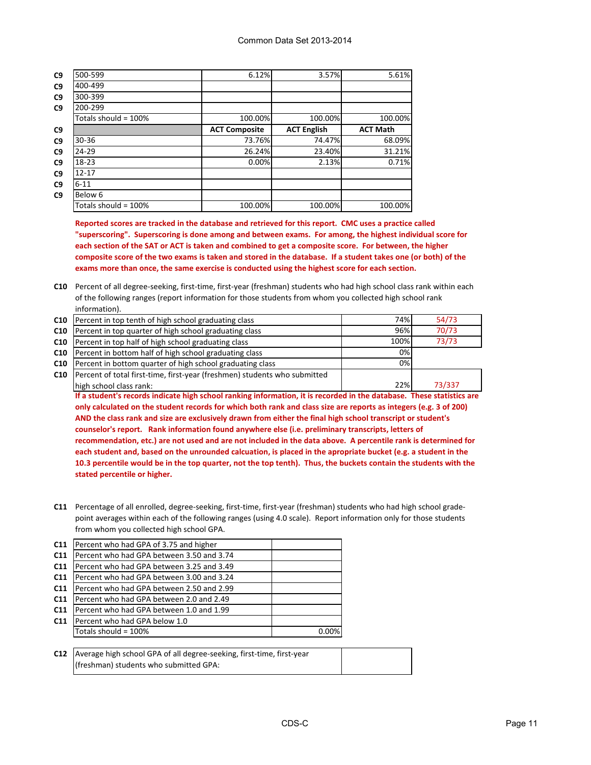| | | | | |
|---|---|---|---|---|
| C9 | 500-599 | 6.12% | 3.57% | 5.61% |
| C9 | 400-499 | | | |
| C9 | 300-399 | | | |
| C9 | 200-299 | | | |
| | Totals should = 100% | 100.00% | 100.00% | 100.00% |
| C9 | | **ACT Composite** | **ACT English** | **ACT Math** |
| C9 | 30-36 | 73.76% | 74.47% | 68.09% |
| C9 | 24-29 | 26.24% | 23.40% | 31.21% |
| C9 | 18-23 | 0.00% | 2.13% | 0.71% |
| C9 | 12-17 | | | |
| C9 | 6-11 | | | |
| C9 | Below 6 | | | |
| | Totals should = 100% | 100.00% | 100.00% | 100.00% |

**Reported scores are tracked in the database and retrieved for this report. CMC uses a practice called "superscoring". Superscoring is done among and between exams. For among, the highest individual score for each section of the SAT or ACT is taken and combined to get a composite score. For between, the higher composite score of the two exams is taken and stored in the database. If a student takes one (or both) of the exams more than once, the same exercise is conducted using the highest score for each section.**

**C10** Percent of all degree-seeking, first-time, first-year (freshman) students who had high school class rank within each of the following ranges (report information for those students from whom you collected high school rank information).

| | | | |
|---|---|---|---|
| C10 | Percent in top tenth of high school graduating class | 74% | 54/73 |
| C10 | Percent in top quarter of high school graduating class | 96% | 70/73 |
| C10 | Percent in top half of high school graduating class | 100% | 73/73 |
| C10 | Percent in bottom half of high school graduating class | 0% | |
| C10 | Percent in bottom quarter of high school graduating class | 0% | |
| C10 | Percent of total first-time, first-year (freshmen) students who submitted high school class rank: | 22% | 73/337 |

**If a student's records indicate high school ranking information, it is recorded in the database. These statistics are only calculated on the student records for which both rank and class size are reports as integers (e.g. 3 of 200) AND the class rank and size are exclusively drawn from either the final high school transcript or student's counselor's report. Rank information found anywhere else (i.e. preliminary transcripts, letters of recommendation, etc.) are not used and are not included in the data above. A percentile rank is determined for each student and, based on the unrounded calcuation, is placed in the apropriate bucket (e.g. a student in the 10.3 percentile would be in the top quarter, not the top tenth). Thus, the buckets contain the students with the stated percentile or higher.**

**C11** Percentage of all enrolled, degree-seeking, first-time, first-year (freshman) students who had high school grade-point averages within each of the following ranges (using 4.0 scale). Report information only for those students from whom you collected high school GPA.

| | | |
|---|---|---|
| C11 | Percent who had GPA of 3.75 and higher | |
| C11 | Percent who had GPA between 3.50 and 3.74 | |
| C11 | Percent who had GPA between 3.25 and 3.49 | |
| C11 | Percent who had GPA between 3.00 and 3.24 | |
| C11 | Percent who had GPA between 2.50 and 2.99 | |
| C11 | Percent who had GPA between 2.0 and 2.49 | |
| C11 | Percent who had GPA between 1.0 and 1.99 | |
| C11 | Percent who had GPA below 1.0 | |
| | Totals should = 100% | 0.00% |

| | | |
|---|---|---|
| C12 | Average high school GPA of all degree-seeking, first-time, first-year (freshman) students who submitted GPA: | |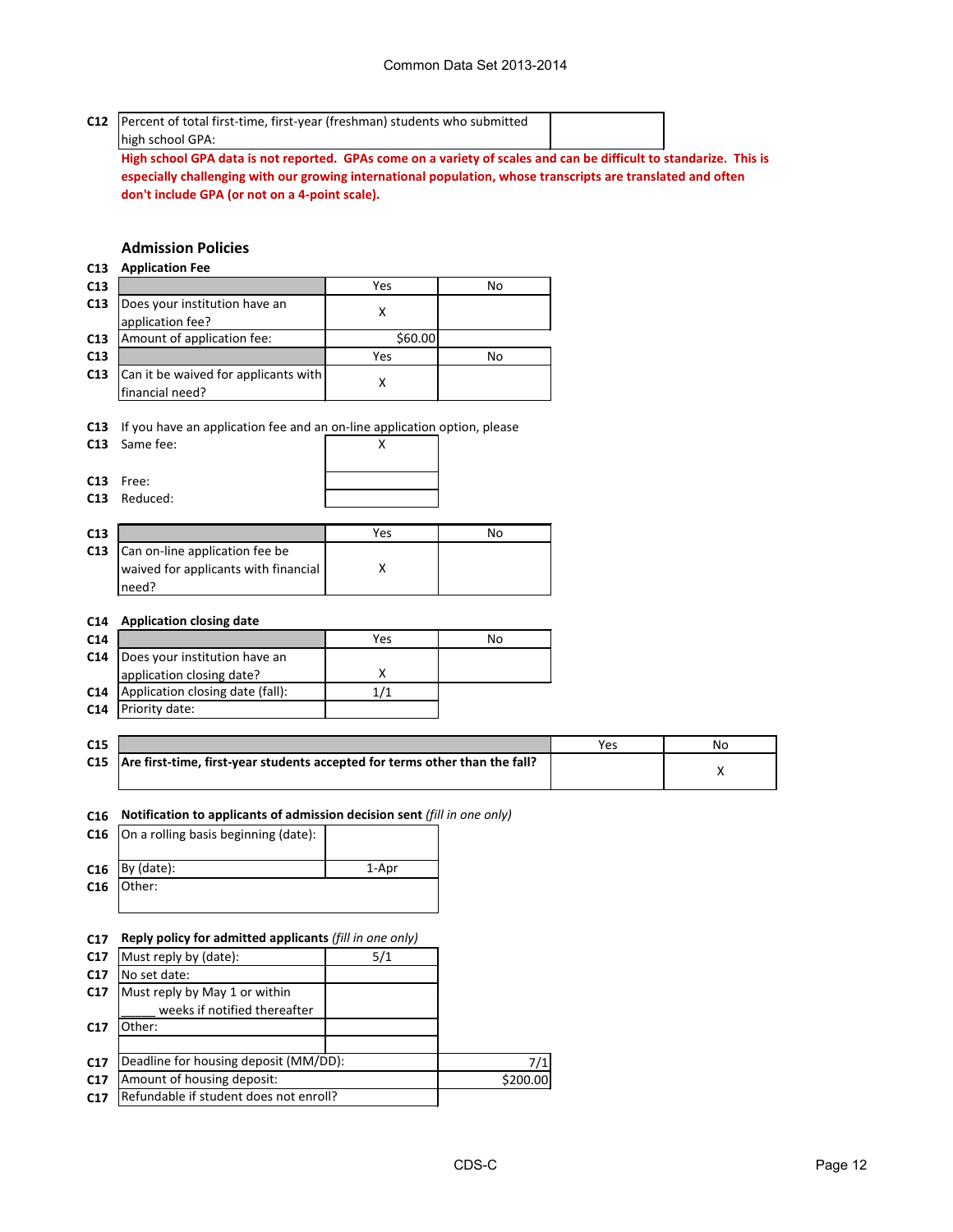| | | |
|---|---|---|
| C12 | Percent of total first-time, first-year (freshman) students who submitted high school GPA: | |

**High school GPA data is not reported. GPAs come on a variety of scales and can be difficult to standarize. This is especially challenging with our growing international population, whose transcripts are translated and often don't include GPA (or not on a 4-point scale).**

## Admission Policies

**C13 Application Fee**

| | | Yes | No |
|---|---|---|---|
| C13 | Does your institution have an application fee? | X | |
| C13 | Amount of application fee: | $60.00 | |

| | | Yes | No |
|---|---|---|---|
| C13 | Can it be waived for applicants with financial need? | X | |

C13 If you have an application fee and an on-line application option, please

| | | |
|---|---|---|
| C13 | Same fee: | X |
| C13 | Free: | |
| C13 | Reduced: | |

| | | Yes | No |
|---|---|---|---|
| C13 | Can on-line application fee be waived for applicants with financial need? | X | |

**C14 Application closing date**

| | | Yes | No |
|---|---|---|---|
| C14 | Does your institution have an application closing date? | X | |
| C14 | Application closing date (fall): | 1/1 | |
| C14 | Priority date: | | |

| | | Yes | No |
|---|---|---|---|
| C15 | **Are first-time, first-year students accepted for terms other than the fall?** | | X |

**C16 Notification to applicants of admission decision sent** *(fill in one only)*

| | | |
|---|---|---|
| C16 | On a rolling basis beginning (date): | |
| C16 | By (date): | 1-Apr |
| C16 | Other: | |

**C17 Reply policy for admitted applicants** *(fill in one only)*

| | | |
|---|---|---|
| C17 | Must reply by (date): | 5/1 |
| C17 | No set date: | |
| C17 | Must reply by May 1 or within _____ weeks if notified thereafter | |
| C17 | Other: | |

| | | |
|---|---|---|
| C17 | Deadline for housing deposit (MM/DD): | 7/1 |
| C17 | Amount of housing deposit: | $200.00 |
| C17 | Refundable if student does not enroll? | |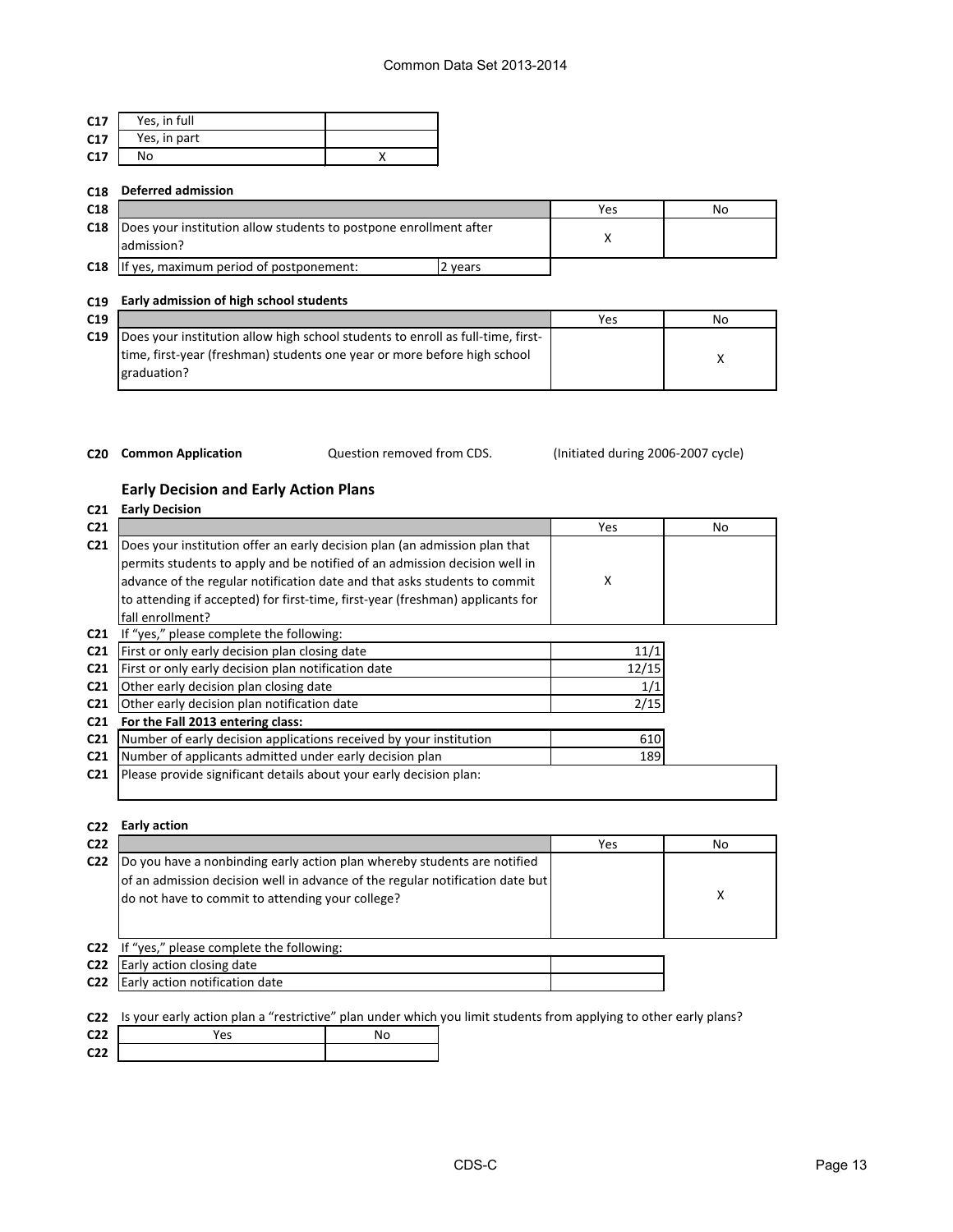| | | |
|---|---|---|
| C17 | Yes, in full | |
| C17 | Yes, in part | |
| C17 | No | X |

**C18 Deferred admission**

| | | Yes | No |
|---|---|---|---|
| C18 | Does your institution allow students to postpone enrollment after admission? | X | |
| C18 | If yes, maximum period of postponement: | 2 years | |

**C19 Early admission of high school students**

| | | Yes | No |
|---|---|---|---|
| C19 | Does your institution allow high school students to enroll as full-time, first-time, first-year (freshman) students one year or more before high school graduation? | | X |

**C20 Common Application** Question removed from CDS. (Initiated during 2006-2007 cycle)

## Early Decision and Early Action Plans

**C21 Early Decision**

| | | Yes | No |
|---|---|---|---|
| C21 | Does your institution offer an early decision plan (an admission plan that permits students to apply and be notified of an admission decision well in advance of the regular notification date and that asks students to commit to attending if accepted) for first-time, first-year (freshman) applicants for fall enrollment? | X | |

| | | |
|---|---|---|
| C21 | If "yes," please complete the following: | |
| C21 | First or only early decision plan closing date | 11/1 |
| C21 | First or only early decision plan notification date | 12/15 |
| C21 | Other early decision plan closing date | 1/1 |
| C21 | Other early decision plan notification date | 2/15 |
| C21 | **For the Fall 2013 entering class:** | |
| C21 | Number of early decision applications received by your institution | 610 |
| C21 | Number of applicants admitted under early decision plan | 189 |
| C21 | Please provide significant details about your early decision plan: | |

**C22 Early action**

| | | Yes | No |
|---|---|---|---|
| C22 | Do you have a nonbinding early action plan whereby students are notified of an admission decision well in advance of the regular notification date but do not have to commit to attending your college? | | X |

| | | |
|---|---|---|
| C22 | If "yes," please complete the following: | |
| C22 | Early action closing date | |
| C22 | Early action notification date | |

C22 Is your early action plan a "restrictive" plan under which you limit students from applying to other early plans?

| | Yes | No |
|---|---|---|
| C22 | | |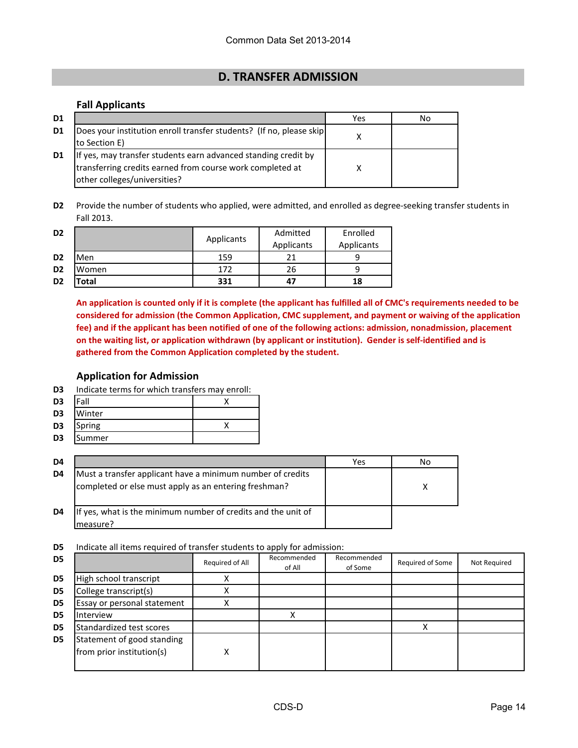## D. TRANSFER ADMISSION

### Fall Applicants

| D1 | | Yes | No |
|---|---|---|---|
| D1 | Does your institution enroll transfer students? (If no, please skip to Section E) | X | |
| D1 | If yes, may transfer students earn advanced standing credit by transferring credits earned from course work completed at other colleges/universities? | X | |

D2 Provide the number of students who applied, were admitted, and enrolled as degree-seeking transfer students in Fall 2013.

| D2 | | Applicants | Admitted Applicants | Enrolled Applicants |
|---|---|---|---|---|
| D2 | Men | 159 | 21 | 9 |
| D2 | Women | 172 | 26 | 9 |
| D2 | **Total** | **331** | **47** | **18** |

**An application is counted only if it is complete (the applicant has fulfilled all of CMC's requirements needed to be considered for admission (the Common Application, CMC supplement, and payment or waiving of the application fee) and if the applicant has been notified of one of the following actions: admission, nonadmission, placement on the waiting list, or application withdrawn (by applicant or institution). Gender is self-identified and is gathered from the Common Application completed by the student.**

### Application for Admission

D3 Indicate terms for which transfers may enroll:

| D3 | Term | |
|---|---|---|
| D3 | Fall | X |
| D3 | Winter | |
| D3 | Spring | X |
| D3 | Summer | |

| D4 | | Yes | No |
|---|---|---|---|
| D4 | Must a transfer applicant have a minimum number of credits completed or else must apply as an entering freshman? | | X |
| D4 | If yes, what is the minimum number of credits and the unit of measure? | | |

D5 Indicate all items required of transfer students to apply for admission:

| D5 | | Required of All | Recommended of All | Recommended of Some | Required of Some | Not Required |
|---|---|---|---|---|---|---|
| D5 | High school transcript | X | | | | |
| D5 | College transcript(s) | X | | | | |
| D5 | Essay or personal statement | X | | | | |
| D5 | Interview | | X | | | |
| D5 | Standardized test scores | | | | X | |
| D5 | Statement of good standing from prior institution(s) | X | | | | |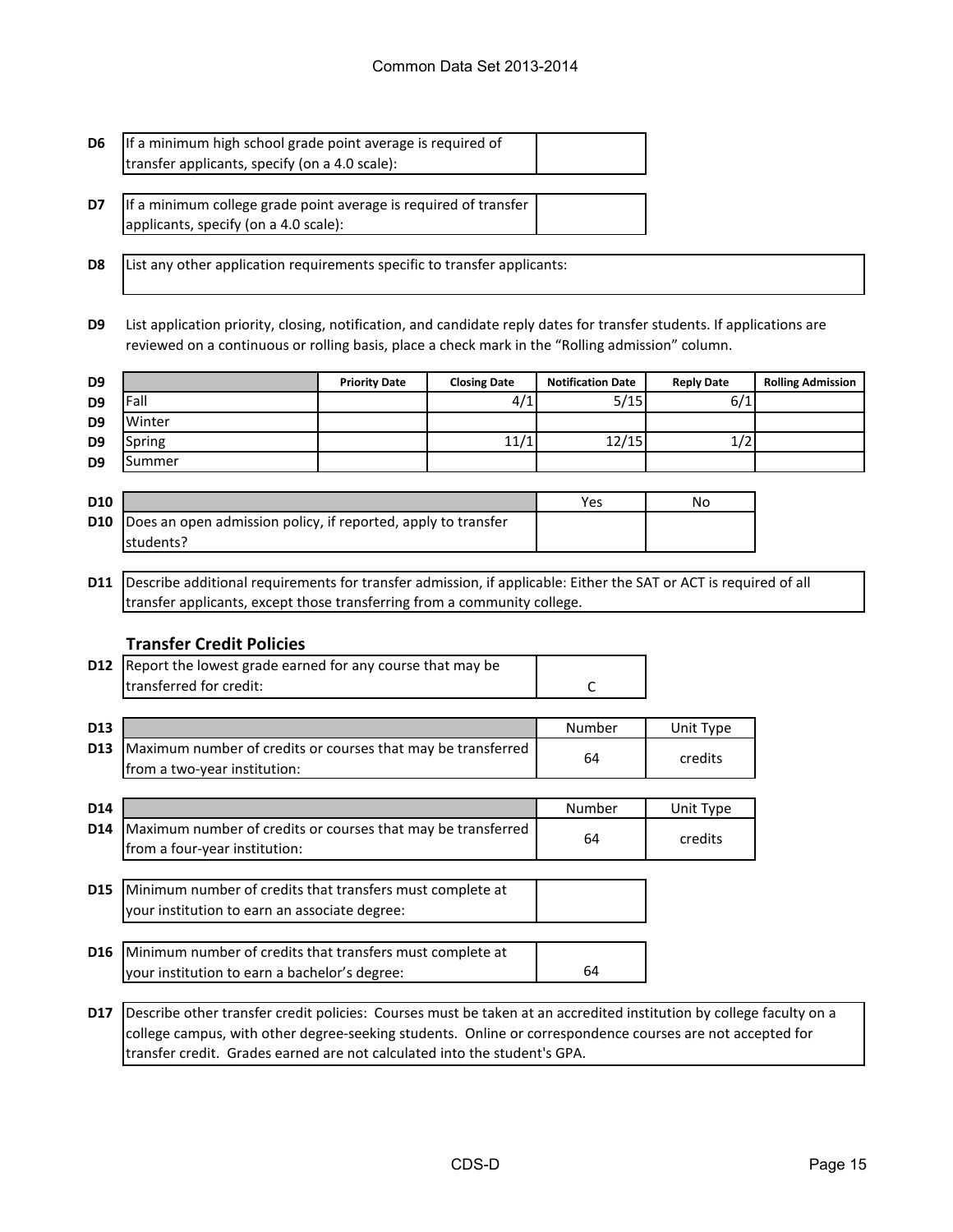| | | |
|---|---|---|
| D6 | If a minimum high school grade point average is required of transfer applicants, specify (on a 4.0 scale): | |

| | | |
|---|---|---|
| D7 | If a minimum college grade point average is required of transfer applicants, specify (on a 4.0 scale): | |

| | |
|---|---|
| D8 | List any other application requirements specific to transfer applicants: |

**D9** List application priority, closing, notification, and candidate reply dates for transfer students. If applications are reviewed on a continuous or rolling basis, place a check mark in the "Rolling admission" column.

| D9 | | Priority Date | Closing Date | Notification Date | Reply Date | Rolling Admission |
|---|---|---|---|---|---|---|
| D9 | Fall | | 4/1 | 5/15 | 6/1 | |
| D9 | Winter | | | | | |
| D9 | Spring | | 11/1 | 12/15 | 1/2 | |
| D9 | Summer | | | | | |

| D10 | | Yes | No |
|---|---|---|---|
| D10 | Does an open admission policy, if reported, apply to transfer students? | | |

| | |
|---|---|
| D11 | Describe additional requirements for transfer admission, if applicable: Either the SAT or ACT is required of all transfer applicants, except those transferring from a community college. |

### Transfer Credit Policies

| | | |
|---|---|---|
| D12 | Report the lowest grade earned for any course that may be transferred for credit: | C |

| D13 | | Number | Unit Type |
|---|---|---|---|
| D13 | Maximum number of credits or courses that may be transferred from a two-year institution: | 64 | credits |

| D14 | | Number | Unit Type |
|---|---|---|---|
| D14 | Maximum number of credits or courses that may be transferred from a four-year institution: | 64 | credits |

| | | |
|---|---|---|
| D15 | Minimum number of credits that transfers must complete at your institution to earn an associate degree: | |

| | | |
|---|---|---|
| D16 | Minimum number of credits that transfers must complete at your institution to earn a bachelor's degree: | 64 |

| | |
|---|---|
| D17 | Describe other transfer credit policies: Courses must be taken at an accredited institution by college faculty on a college campus, with other degree-seeking students. Online or correspondence courses are not accepted for transfer credit. Grades earned are not calculated into the student's GPA. |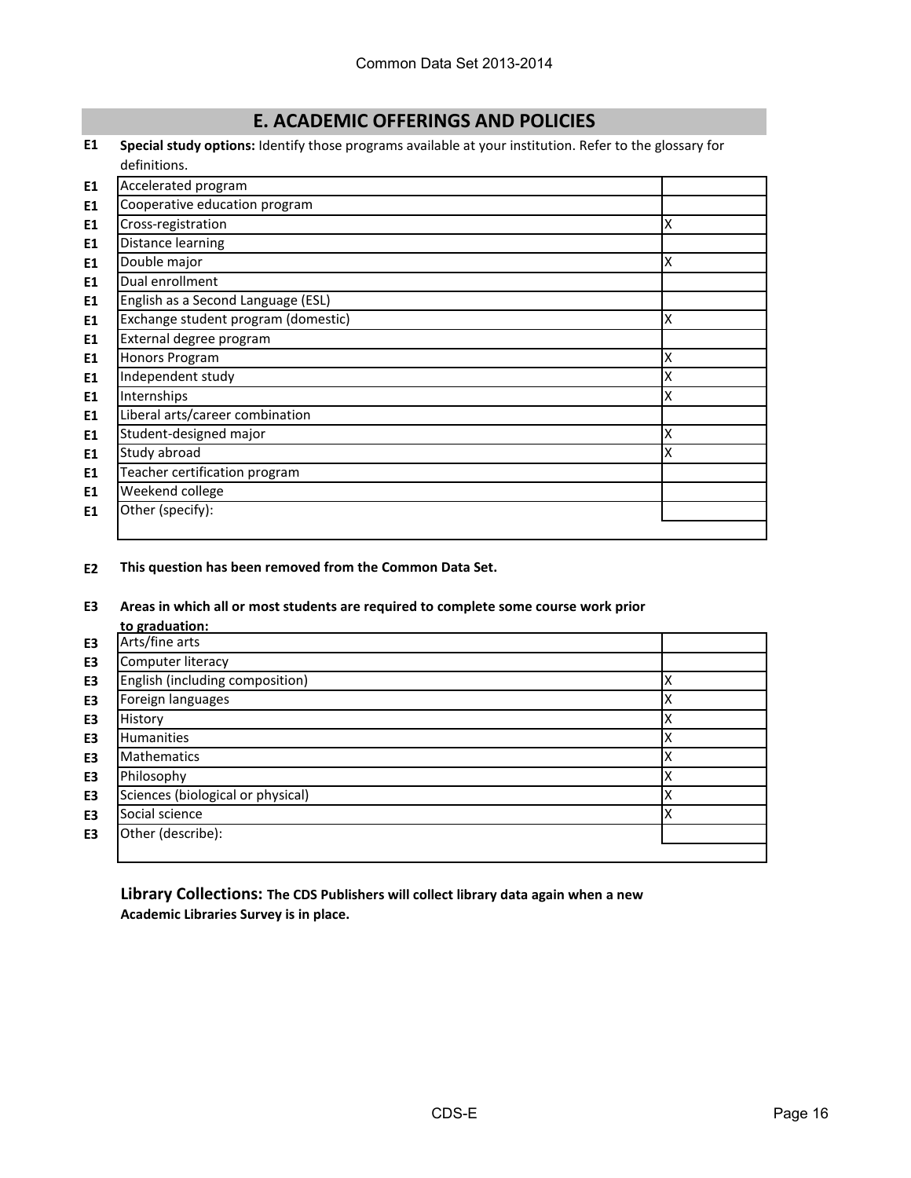## E. ACADEMIC OFFERINGS AND POLICIES

**E1** **Special study options:** Identify those programs available at your institution. Refer to the glossary for definitions.

| | | |
|---|---|---|
| E1 | Accelerated program | |
| E1 | Cooperative education program | |
| E1 | Cross-registration | X |
| E1 | Distance learning | |
| E1 | Double major | X |
| E1 | Dual enrollment | |
| E1 | English as a Second Language (ESL) | |
| E1 | Exchange student program (domestic) | X |
| E1 | External degree program | |
| E1 | Honors Program | X |
| E1 | Independent study | X |
| E1 | Internships | X |
| E1 | Liberal arts/career combination | |
| E1 | Student-designed major | X |
| E1 | Study abroad | X |
| E1 | Teacher certification program | |
| E1 | Weekend college | |
| E1 | Other (specify): | |

**E2** **This question has been removed from the Common Data Set.**

**E3** **Areas in which all or most students are required to complete some course work prior to graduation:**

| | | |
|---|---|---|
| E3 | Arts/fine arts | |
| E3 | Computer literacy | |
| E3 | English (including composition) | X |
| E3 | Foreign languages | X |
| E3 | History | X |
| E3 | Humanities | X |
| E3 | Mathematics | X |
| E3 | Philosophy | X |
| E3 | Sciences (biological or physical) | X |
| E3 | Social science | X |
| E3 | Other (describe): | |

**Library Collections:** **The CDS Publishers will collect library data again when a new Academic Libraries Survey is in place.**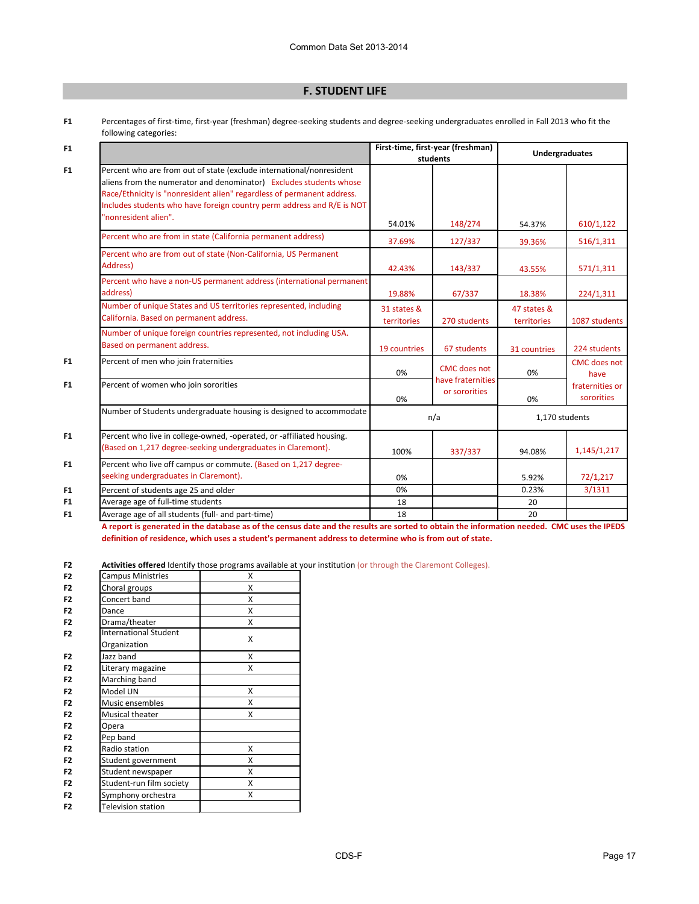## F. STUDENT LIFE

F1 Percentages of first-time, first-year (freshman) degree-seeking students and degree-seeking undergraduates enrolled in Fall 2013 who fit the following categories:

| | | First-time, first-year (freshman) students | | Undergraduates | |
|---|---|---|---|---|---|
| F1 | Percent who are from out of state (exclude international/nonresident aliens from the numerator and denominator) Excludes students whose Race/Ethnicity is "nonresident alien" regardless of permanent address. Includes students who have foreign country perm address and R/E is NOT "nonresident alien". | 54.01% | 148/274 | 54.37% | 610/1,122 |
| | Percent who are from in state (California permanent address) | 37.69% | 127/337 | 39.36% | 516/1,311 |
| | Percent who are from out of state (Non-California, US Permanent Address) | 42.43% | 143/337 | 43.55% | 571/1,311 |
| | Percent who have a non-US permanent address (international permanent address) | 19.88% | 67/337 | 18.38% | 224/1,311 |
| | Number of unique States and US territories represented, including California. Based on permanent address. | 31 states & territories | 270 students | 47 states & territories | 1087 students |
| | Number of unique foreign countries represented, not including USA. Based on permanent address. | 19 countries | 67 students | 31 countries | 224 students |
| F1 | Percent of men who join fraternities | 0% | CMC does not have fraternities or sororities | 0% | CMC does not have fraternities or sororities |
| F1 | Percent of women who join sororities | 0% | | 0% | |
| | Number of Students undergraduate housing is designed to accommodate | n/a | | 1,170 students | |
| F1 | Percent who live in college-owned, -operated, or -affiliated housing. (Based on 1,217 degree-seeking undergraduates in Claremont). | 100% | 337/337 | 94.08% | 1,145/1,217 |
| F1 | Percent who live off campus or commute. (Based on 1,217 degree-seeking undergraduates in Claremont). | 0% | | 5.92% | 72/1,217 |
| F1 | Percent of students age 25 and older | 0% | | 0.23% | 3/1311 |
| F1 | Average age of full-time students | 18 | | 20 | |
| F1 | Average age of all students (full- and part-time) | 18 | | 20 | |

**A report is generated in the database as of the census date and the results are sorted to obtain the information needed. CMC uses the IPEDS definition of residence, which uses a student's permanent address to determine who is from out of state.**

F2 **Activities offered** Identify those programs available at your institution (or through the Claremont Colleges).

| | | |
|---|---|---|
| F2 | Campus Ministries | X |
| F2 | Choral groups | X |
| F2 | Concert band | X |
| F2 | Dance | X |
| F2 | Drama/theater | X |
| F2 | International Student Organization | X |
| F2 | Jazz band | X |
| F2 | Literary magazine | X |
| F2 | Marching band | |
| F2 | Model UN | X |
| F2 | Music ensembles | X |
| F2 | Musical theater | X |
| F2 | Opera | |
| F2 | Pep band | |
| F2 | Radio station | X |
| F2 | Student government | X |
| F2 | Student newspaper | X |
| F2 | Student-run film society | X |
| F2 | Symphony orchestra | X |
| F2 | Television station | |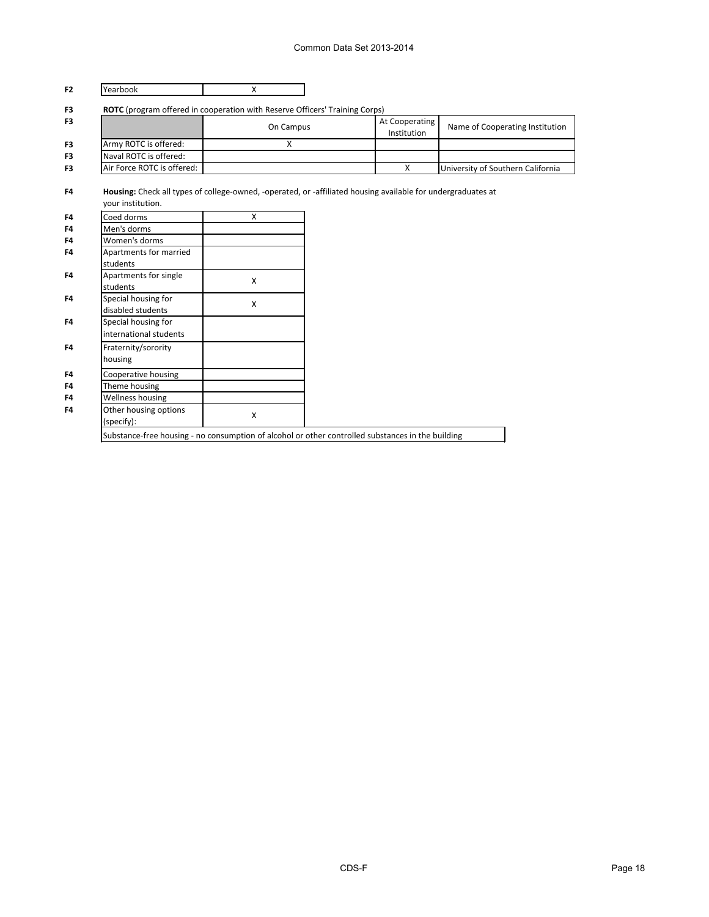| F2 | Yearbook | X |
|---|---|---|

**F3** **ROTC** (program offered in cooperation with Reserve Officers' Training Corps)

| | On Campus | At Cooperating Institution | Name of Cooperating Institution |
|---|---|---|---|
| Army ROTC is offered: | X | | |
| Naval ROTC is offered: | | | |
| Air Force ROTC is offered: | | X | University of Southern California |

**F4** **Housing:** Check all types of college-owned, -operated, or -affiliated housing available for undergraduates at your institution.

| Housing type | |
|---|---|
| Coed dorms | X |
| Men's dorms | |
| Women's dorms | |
| Apartments for married students | |
| Apartments for single students | X |
| Special housing for disabled students | X |
| Special housing for international students | |
| Fraternity/sorority housing | |
| Cooperative housing | |
| Theme housing | |
| Wellness housing | |
| Other housing options (specify): | X |

Substance-free housing - no consumption of alcohol or other controlled substances in the building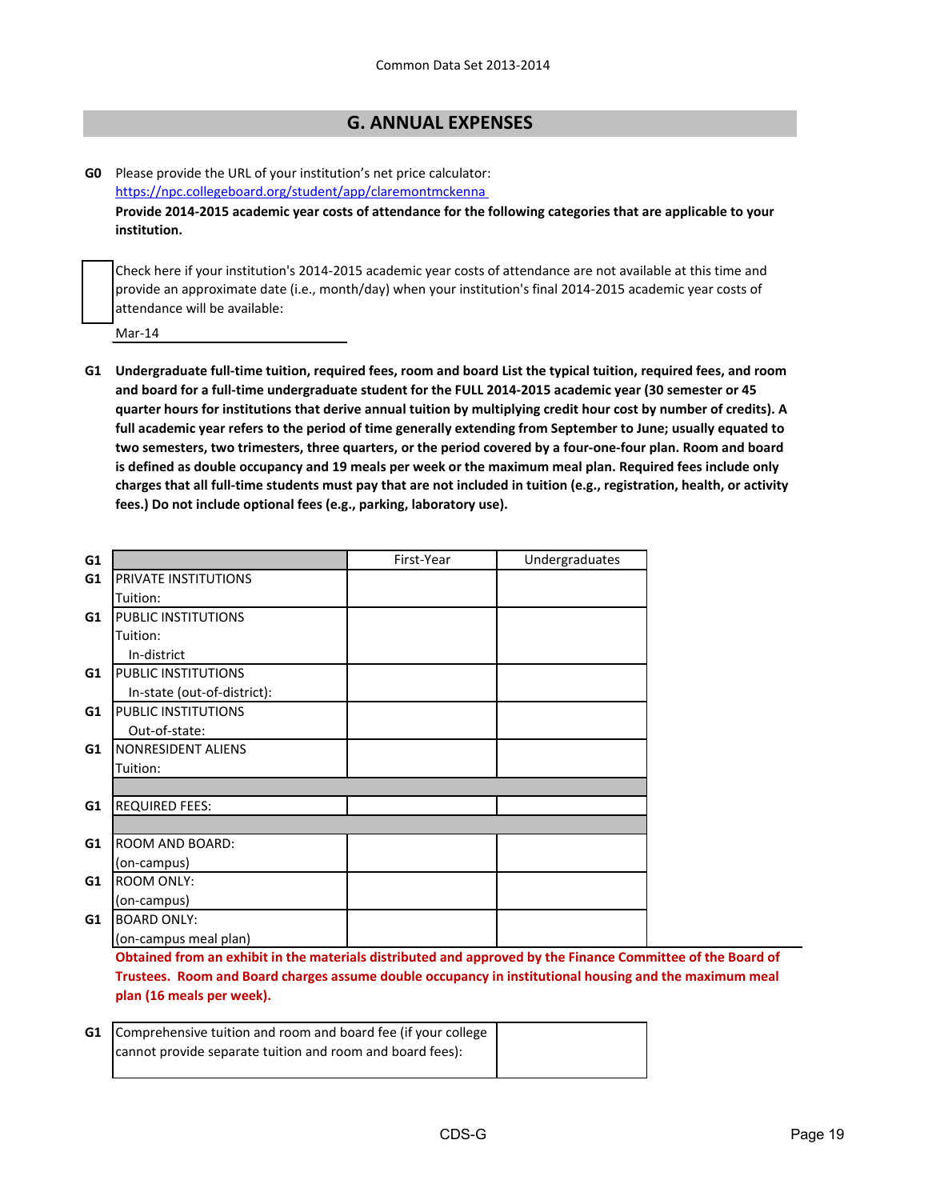Common Data Set 2013-2014

## G. ANNUAL EXPENSES

**G0** Please provide the URL of your institution's net price calculator:
https://npc.collegeboard.org/student/app/claremontmckenna

**Provide 2014-2015 academic year costs of attendance for the following categories that are applicable to your institution.**

☐ Check here if your institution's 2014-2015 academic year costs of attendance are not available at this time and provide an approximate date (i.e., month/day) when your institution's final 2014-2015 academic year costs of attendance will be available:

Mar-14

**G1 Undergraduate full-time tuition, required fees, room and board List the typical tuition, required fees, and room and board for a full-time undergraduate student for the FULL 2014-2015 academic year (30 semester or 45 quarter hours for institutions that derive annual tuition by multiplying credit hour cost by number of credits). A full academic year refers to the period of time generally extending from September to June; usually equated to two semesters, two trimesters, three quarters, or the period covered by a four-one-four plan. Room and board is defined as double occupancy and 19 meals per week or the maximum meal plan. Required fees include only charges that all full-time students must pay that are not included in tuition (e.g., registration, health, or activity fees.) Do not include optional fees (e.g., parking, laboratory use).**

| | | First-Year | Undergraduates |
|---|---|---|---|
| G1 | PRIVATE INSTITUTIONS Tuition: | | |
| G1 | PUBLIC INSTITUTIONS Tuition: In-district | | |
| G1 | PUBLIC INSTITUTIONS In-state (out-of-district): | | |
| G1 | PUBLIC INSTITUTIONS Out-of-state: | | |
| G1 | NONRESIDENT ALIENS Tuition: | | |
| G1 | REQUIRED FEES: | | |
| G1 | ROOM AND BOARD: (on-campus) | | |
| G1 | ROOM ONLY: (on-campus) | | |
| G1 | BOARD ONLY: (on-campus meal plan) | | |

**Obtained from an exhibit in the materials distributed and approved by the Finance Committee of the Board of Trustees. Room and Board charges assume double occupancy in institutional housing and the maximum meal plan (16 meals per week).**

| | | |
|---|---|---|
| G1 | Comprehensive tuition and room and board fee (if your college cannot provide separate tuition and room and board fees): | |

CDS-G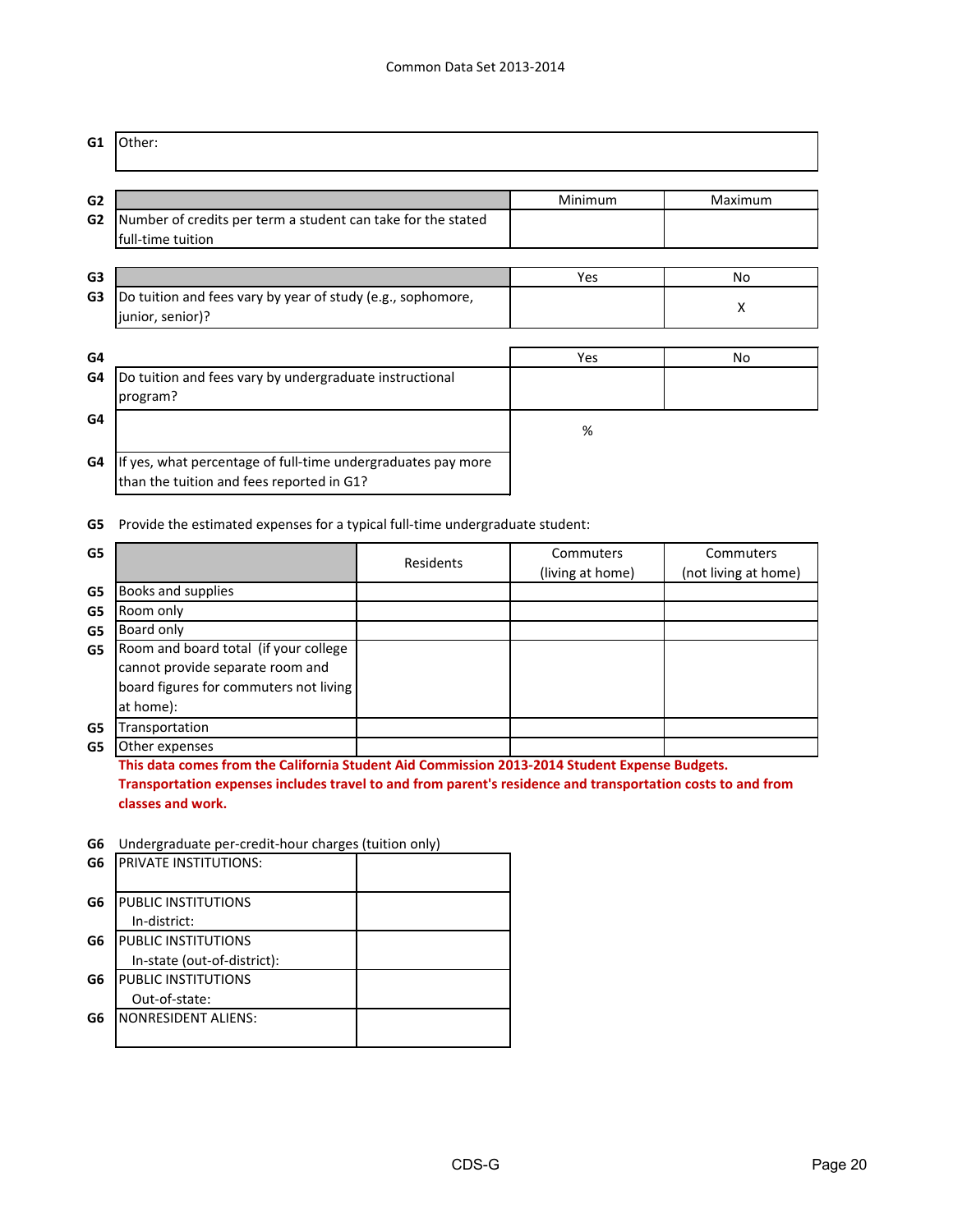| G1 | Other: |
|---|---|

| | | Minimum | Maximum |
|---|---|---|---|
| G2 | Number of credits per term a student can take for the stated full-time tuition | | |

| | | Yes | No |
|---|---|---|---|
| G3 | Do tuition and fees vary by year of study (e.g., sophomore, junior, senior)? | | X |

| | | Yes | No |
|---|---|---|---|
| G4 | Do tuition and fees vary by undergraduate instructional program? | | |
| G4 | If yes, what percentage of full-time undergraduates pay more than the tuition and fees reported in G1? | % | |

G5 Provide the estimated expenses for a typical full-time undergraduate student:

| G5 | | Residents | Commuters (living at home) | Commuters (not living at home) |
|---|---|---|---|---|
| G5 | Books and supplies | | | |
| G5 | Room only | | | |
| G5 | Board only | | | |
| G5 | Room and board total (if your college cannot provide separate room and board figures for commuters not living at home): | | | |
| G5 | Transportation | | | |
| G5 | Other expenses | | | |

**This data comes from the California Student Aid Commission 2013-2014 Student Expense Budgets. Transportation expenses includes travel to and from parent's residence and transportation costs to and from classes and work.**

G6 Undergraduate per-credit-hour charges (tuition only)

| G6 | | |
|---|---|---|
| G6 | PRIVATE INSTITUTIONS: | |
| G6 | PUBLIC INSTITUTIONS In-district: | |
| G6 | PUBLIC INSTITUTIONS In-state (out-of-district): | |
| G6 | PUBLIC INSTITUTIONS Out-of-state: | |
| G6 | NONRESIDENT ALIENS: | |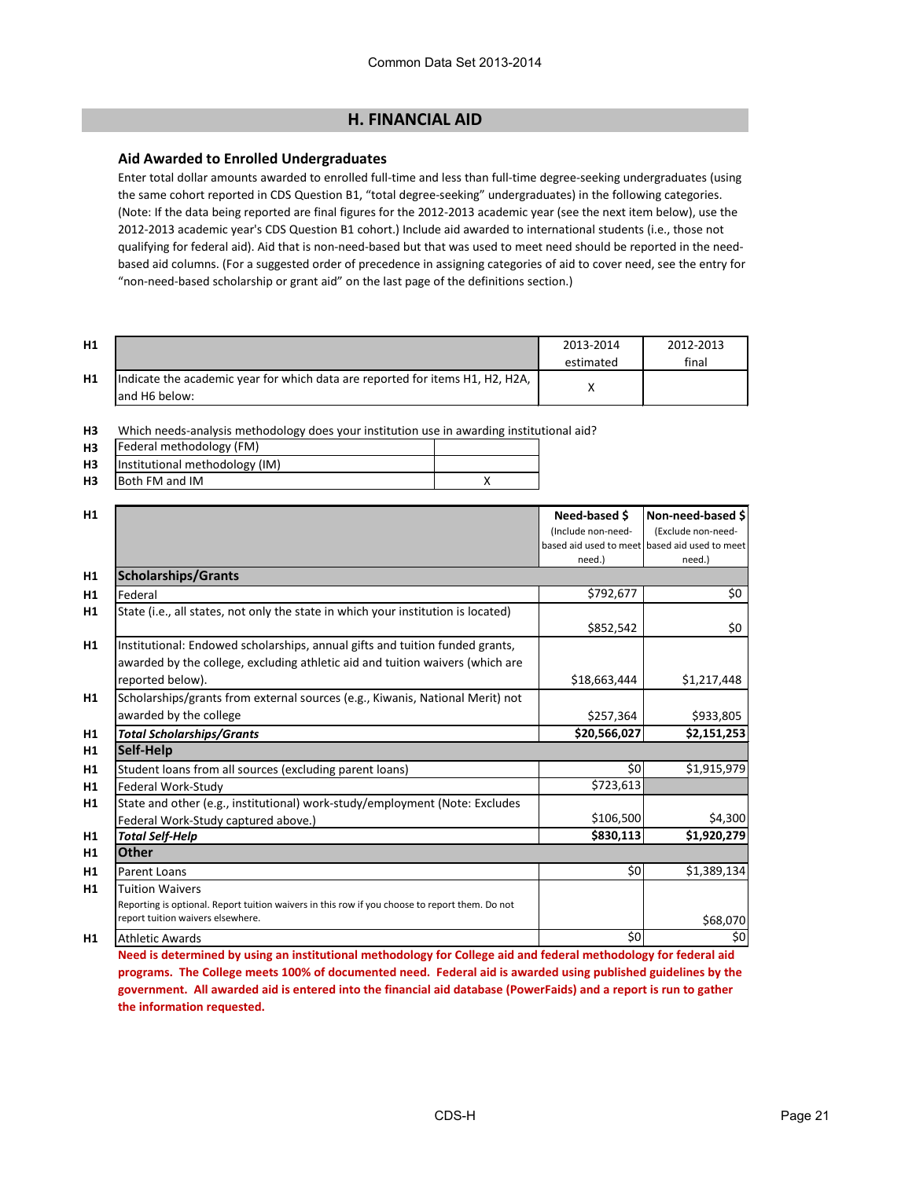Common Data Set 2013-2014

## H. FINANCIAL AID

### Aid Awarded to Enrolled Undergraduates

Enter total dollar amounts awarded to enrolled full-time and less than full-time degree-seeking undergraduates (using the same cohort reported in CDS Question B1, "total degree-seeking" undergraduates) in the following categories. (Note: If the data being reported are final figures for the 2012-2013 academic year (see the next item below), use the 2012-2013 academic year's CDS Question B1 cohort.) Include aid awarded to international students (i.e., those not qualifying for federal aid). Aid that is non-need-based but that was used to meet need should be reported in the need-based aid columns. (For a suggested order of precedence in assigning categories of aid to cover need, see the entry for "non-need-based scholarship or grant aid" on the last page of the definitions section.)

| | | 2013-2014 estimated | 2012-2013 final |
|---|---|---|---|
| H1 | Indicate the academic year for which data are reported for items H1, H2, H2A, and H6 below: | X | |

H3 Which needs-analysis methodology does your institution use in awarding institutional aid?

| | | |
|---|---|---|
| H3 | Federal methodology (FM) | |
| H3 | Institutional methodology (IM) | |
| H3 | Both FM and IM | X |

| | | Need-based $ (Include non-need-based aid used to meet need.) | Non-need-based $ (Exclude non-need-based aid used to meet need.) |
|---|---|---|---|
| H1 | **Scholarships/Grants** | | |
| H1 | Federal | $792,677 | $0 |
| H1 | State (i.e., all states, not only the state in which your institution is located) | $852,542 | $0 |
| H1 | Institutional: Endowed scholarships, annual gifts and tuition funded grants, awarded by the college, excluding athletic aid and tuition waivers (which are reported below). | $18,663,444 | $1,217,448 |
| H1 | Scholarships/grants from external sources (e.g., Kiwanis, National Merit) not awarded by the college | $257,364 | $933,805 |
| H1 | ***Total Scholarships/Grants*** | **$20,566,027** | **$2,151,253** |
| H1 | **Self-Help** | | |
| H1 | Student loans from all sources (excluding parent loans) | $0 | $1,915,979 |
| H1 | Federal Work-Study | $723,613 | |
| H1 | State and other (e.g., institutional) work-study/employment (Note: Excludes Federal Work-Study captured above.) | $106,500 | $4,300 |
| H1 | ***Total Self-Help*** | **$830,113** | **$1,920,279** |
| H1 | **Other** | | |
| H1 | Parent Loans | $0 | $1,389,134 |
| H1 | Tuition Waivers<br>Reporting is optional. Report tuition waivers in this row if you choose to report them. Do not report tuition waivers elsewhere. | | $68,070 |
| H1 | Athletic Awards | $0 | $0 |

**Need is determined by using an institutional methodology for College aid and federal methodology for federal aid programs. The College meets 100% of documented need. Federal aid is awarded using published guidelines by the government. All awarded aid is entered into the financial aid database (PowerFaids) and a report is run to gather the information requested.**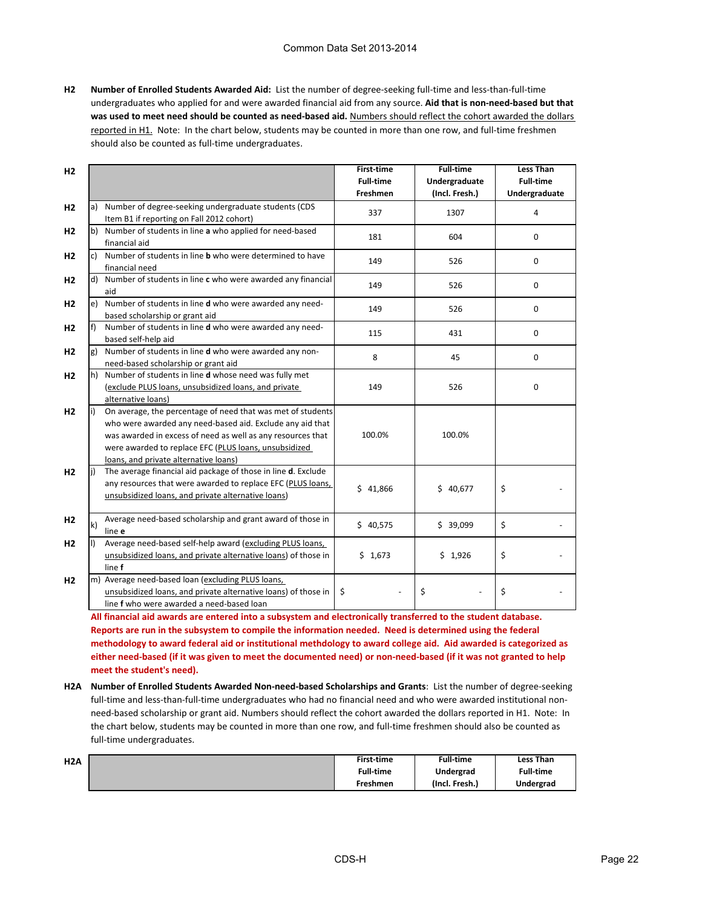**H2** **Number of Enrolled Students Awarded Aid:** List the number of degree-seeking full-time and less-than-full-time undergraduates who applied for and were awarded financial aid from any source. **Aid that is non-need-based but that was used to meet need should be counted as need-based aid.** Numbers should reflect the cohort awarded the dollars reported in H1. Note: In the chart below, students may be counted in more than one row, and full-time freshmen should also be counted as full-time undergraduates.

| H2 | | First-time Full-time Freshmen | Full-time Undergraduate (Incl. Fresh.) | Less Than Full-time Undergraduate |
|---|---|---|---|---|
| H2 | a) Number of degree-seeking undergraduate students (CDS Item B1 if reporting on Fall 2012 cohort) | 337 | 1307 | 4 |
| H2 | b) Number of students in line **a** who applied for need-based financial aid | 181 | 604 | 0 |
| H2 | c) Number of students in line **b** who were determined to have financial need | 149 | 526 | 0 |
| H2 | d) Number of students in line **c** who were awarded any financial aid | 149 | 526 | 0 |
| H2 | e) Number of students in line **d** who were awarded any need-based scholarship or grant aid | 149 | 526 | 0 |
| H2 | f) Number of students in line **d** who were awarded any need-based self-help aid | 115 | 431 | 0 |
| H2 | g) Number of students in line **d** who were awarded any non-need-based scholarship or grant aid | 8 | 45 | 0 |
| H2 | h) Number of students in line **d** whose need was fully met (exclude PLUS loans, unsubsidized loans, and private alternative loans) | 149 | 526 | 0 |
| H2 | i) On average, the percentage of need that was met of students who were awarded any need-based aid. Exclude any aid that was awarded in excess of need as well as any resources that were awarded to replace EFC (PLUS loans, unsubsidized loans, and private alternative loans) | 100.0% | 100.0% | |
| H2 | j) The average financial aid package of those in line **d**. Exclude any resources that were awarded to replace EFC (PLUS loans, unsubsidized loans, and private alternative loans) | $ 41,866 | $ 40,677 | $ - |
| H2 | k) Average need-based scholarship and grant award of those in line **e** | $ 40,575 | $ 39,099 | $ - |
| H2 | l) Average need-based self-help award (excluding PLUS loans, unsubsidized loans, and private alternative loans) of those in line **f** | $ 1,673 | $ 1,926 | $ - |
| H2 | m) Average need-based loan (excluding PLUS loans, unsubsidized loans, and private alternative loans) of those in line **f** who were awarded a need-based loan | $ - | $ - | $ - |

**All financial aid awards are entered into a subsystem and electronically transferred to the student database. Reports are run in the subsystem to compile the information needed. Need is determined using the federal methodology to award federal aid or institutional methdology to award college aid. Aid awarded is categorized as either need-based (if it was given to meet the documented need) or non-need-based (if it was not granted to help meet the student's need).**

**H2A** **Number of Enrolled Students Awarded Non-need-based Scholarships and Grants**: List the number of degree-seeking full-time and less-than-full-time undergraduates who had no financial need and who were awarded institutional non-need-based scholarship or grant aid. Numbers should reflect the cohort awarded the dollars reported in H1. Note: In the chart below, students may be counted in more than one row, and full-time freshmen should also be counted as full-time undergraduates.

| H2A | | First-time Full-time Freshmen | Full-time Undergrad (Incl. Fresh.) | Less Than Full-time Undergrad |
|---|---|---|---|---|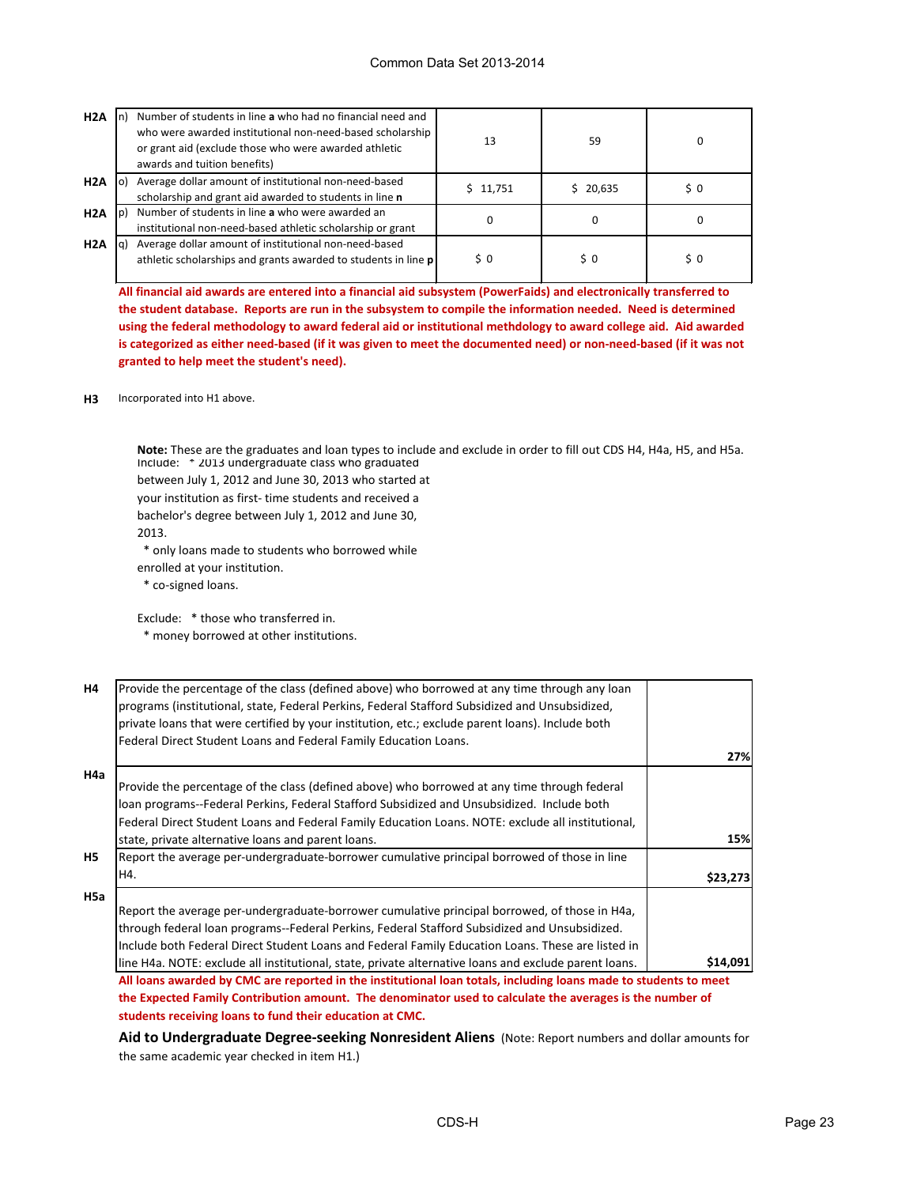| | | | | |
|---|---|---|---|---|
| H2A | n) Number of students in line **a** who had no financial need and who were awarded institutional non-need-based scholarship or grant aid (exclude those who were awarded athletic awards and tuition benefits) | 13 | 59 | 0 |
| H2A | o) Average dollar amount of institutional non-need-based scholarship and grant aid awarded to students in line **n** | $ 11,751 | $ 20,635 | $ 0 |
| H2A | p) Number of students in line **a** who were awarded an institutional non-need-based athletic scholarship or grant | 0 | 0 | 0 |
| H2A | q) Average dollar amount of institutional non-need-based athletic scholarships and grants awarded to students in line **p** | $ 0 | $ 0 | $ 0 |

**All financial aid awards are entered into a financial aid subsystem (PowerFaids) and electronically transferred to the student database. Reports are run in the subsystem to compile the information needed. Need is determined using the federal methodology to award federal aid or institutional methdology to award college aid. Aid awarded is categorized as either need-based (if it was given to meet the documented need) or non-need-based (if it was not granted to help meet the student's need).**

**H3** Incorporated into H1 above.

**Note:** These are the graduates and loan types to include and exclude in order to fill out CDS H4, H4a, H5, and H5a.

Include: * 2013 undergraduate class who graduated between July 1, 2012 and June 30, 2013 who started at your institution as first- time students and received a bachelor's degree between July 1, 2012 and June 30, 2013.
* only loans made to students who borrowed while enrolled at your institution.
* co-signed loans.

Exclude: * those who transferred in.
* money borrowed at other institutions.

| | | |
|---|---|---|
| H4 | Provide the percentage of the class (defined above) who borrowed at any time through any loan programs (institutional, state, Federal Perkins, Federal Stafford Subsidized and Unsubsidized, private loans that were certified by your institution, etc.; exclude parent loans). Include both Federal Direct Student Loans and Federal Family Education Loans. | 27% |
| H4a | Provide the percentage of the class (defined above) who borrowed at any time through federal loan programs--Federal Perkins, Federal Stafford Subsidized and Unsubsidized. Include both Federal Direct Student Loans and Federal Family Education Loans. NOTE: exclude all institutional, state, private alternative loans and parent loans. | 15% |
| H5 | Report the average per-undergraduate-borrower cumulative principal borrowed of those in line H4. | $23,273 |
| H5a | Report the average per-undergraduate-borrower cumulative principal borrowed, of those in H4a, through federal loan programs--Federal Perkins, Federal Stafford Subsidized and Unsubsidized. Include both Federal Direct Student Loans and Federal Family Education Loans. These are listed in line H4a. NOTE: exclude all institutional, state, private alternative loans and exclude parent loans. | $14,091 |

**All loans awarded by CMC are reported in the institutional loan totals, including loans made to students to meet the Expected Family Contribution amount. The denominator used to calculate the averages is the number of students receiving loans to fund their education at CMC.**

**Aid to Undergraduate Degree-seeking Nonresident Aliens** (Note: Report numbers and dollar amounts for the same academic year checked in item H1.)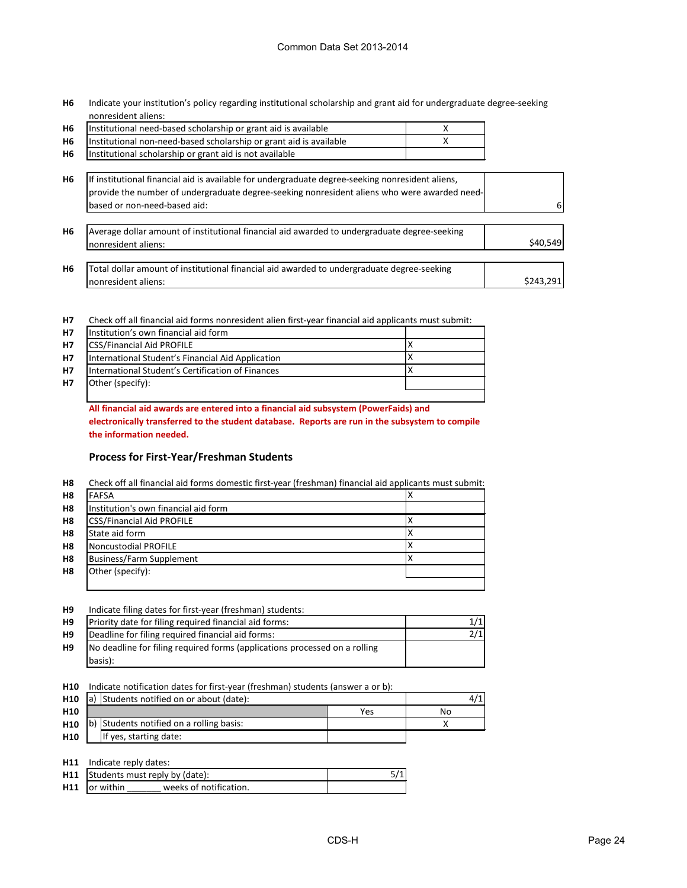**H6** Indicate your institution's policy regarding institutional scholarship and grant aid for undergraduate degree-seeking nonresident aliens:

| | | |
|---|---|---|
| H6 | Institutional need-based scholarship or grant aid is available | X |
| H6 | Institutional non-need-based scholarship or grant aid is available | X |
| H6 | Institutional scholarship or grant aid is not available | |

| | | |
|---|---|---|
| H6 | If institutional financial aid is available for undergraduate degree-seeking nonresident aliens, provide the number of undergraduate degree-seeking nonresident aliens who were awarded need-based or non-need-based aid: | 6 |
| H6 | Average dollar amount of institutional financial aid awarded to undergraduate degree-seeking nonresident aliens: | $40,549 |
| H6 | Total dollar amount of institutional financial aid awarded to undergraduate degree-seeking nonresident aliens: | $243,291 |

**H7** Check off all financial aid forms nonresident alien first-year financial aid applicants must submit:

| | | |
|---|---|---|
| H7 | Institution's own financial aid form | |
| H7 | CSS/Financial Aid PROFILE | X |
| H7 | International Student's Financial Aid Application | X |
| H7 | International Student's Certification of Finances | X |
| H7 | Other (specify): | |

**All financial aid awards are entered into a financial aid subsystem (PowerFaids) and electronically transferred to the student database. Reports are run in the subsystem to compile the information needed.**

### Process for First-Year/Freshman Students

**H8** Check off all financial aid forms domestic first-year (freshman) financial aid applicants must submit:

| | | |
|---|---|---|
| H8 | FAFSA | X |
| H8 | Institution's own financial aid form | |
| H8 | CSS/Financial Aid PROFILE | X |
| H8 | State aid form | X |
| H8 | Noncustodial PROFILE | X |
| H8 | Business/Farm Supplement | X |
| H8 | Other (specify): | |

**H9** Indicate filing dates for first-year (freshman) students:

| | | |
|---|---|---|
| H9 | Priority date for filing required financial aid forms: | 1/1 |
| H9 | Deadline for filing required financial aid forms: | 2/1 |
| H9 | No deadline for filing required forms (applications processed on a rolling basis): | |

**H10** Indicate notification dates for first-year (freshman) students (answer a or b):

| | | | |
|---|---|---|---|
| H10 | a) Students notified on or about (date): | | 4/1 |
| H10 | | Yes | No |
| H10 | b) Students notified on a rolling basis: | | X |
| H10 | If yes, starting date: | | |

**H11** Indicate reply dates:

| | | |
|---|---|---|
| H11 | Students must reply by (date): | 5/1 |
| H11 | or within _______ weeks of notification. | |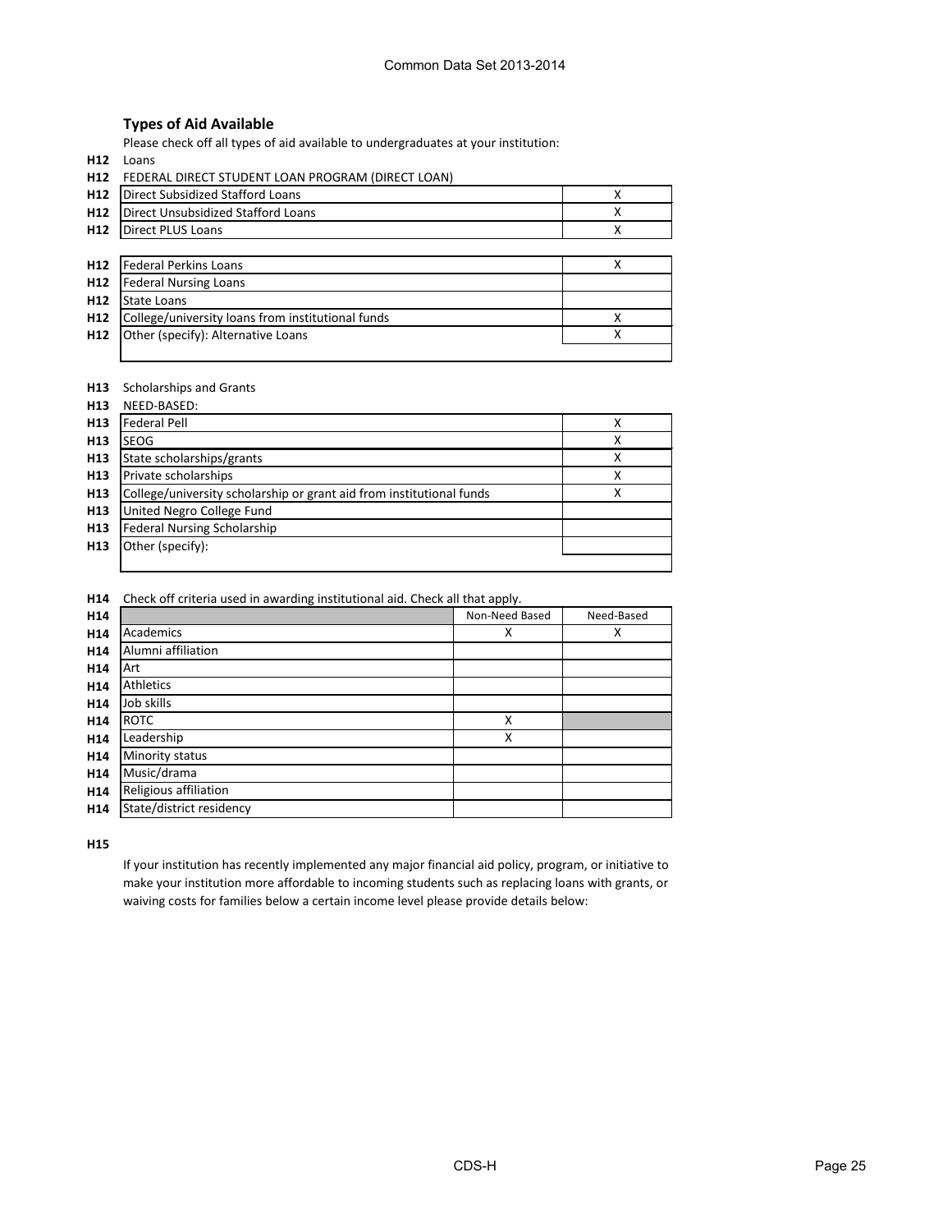## Types of Aid Available

Please check off all types of aid available to undergraduates at your institution:

H12 Loans

H12 FEDERAL DIRECT STUDENT LOAN PROGRAM (DIRECT LOAN)

| | | |
|---|---|---|
| H12 | Direct Subsidized Stafford Loans | X |
| H12 | Direct Unsubsidized Stafford Loans | X |
| H12 | Direct PLUS Loans | X |

| | | |
|---|---|---|
| H12 | Federal Perkins Loans | X |
| H12 | Federal Nursing Loans | |
| H12 | State Loans | |
| H12 | College/university loans from institutional funds | X |
| H12 | Other (specify): Alternative Loans | X |

H13 Scholarships and Grants

H13 NEED-BASED:

| | | |
|---|---|---|
| H13 | Federal Pell | X |
| H13 | SEOG | X |
| H13 | State scholarships/grants | X |
| H13 | Private scholarships | X |
| H13 | College/university scholarship or grant aid from institutional funds | X |
| H13 | United Negro College Fund | |
| H13 | Federal Nursing Scholarship | |
| H13 | Other (specify): | |

H14 Check off criteria used in awarding institutional aid. Check all that apply.

| | | Non-Need Based | Need-Based |
|---|---|---|---|
| H14 | Academics | X | X |
| H14 | Alumni affiliation | | |
| H14 | Art | | |
| H14 | Athletics | | |
| H14 | Job skills | | |
| H14 | ROTC | X | |
| H14 | Leadership | X | |
| H14 | Minority status | | |
| H14 | Music/drama | | |
| H14 | Religious affiliation | | |
| H14 | State/district residency | | |

H15

If your institution has recently implemented any major financial aid policy, program, or initiative to make your institution more affordable to incoming students such as replacing loans with grants, or waiving costs for families below a certain income level please provide details below: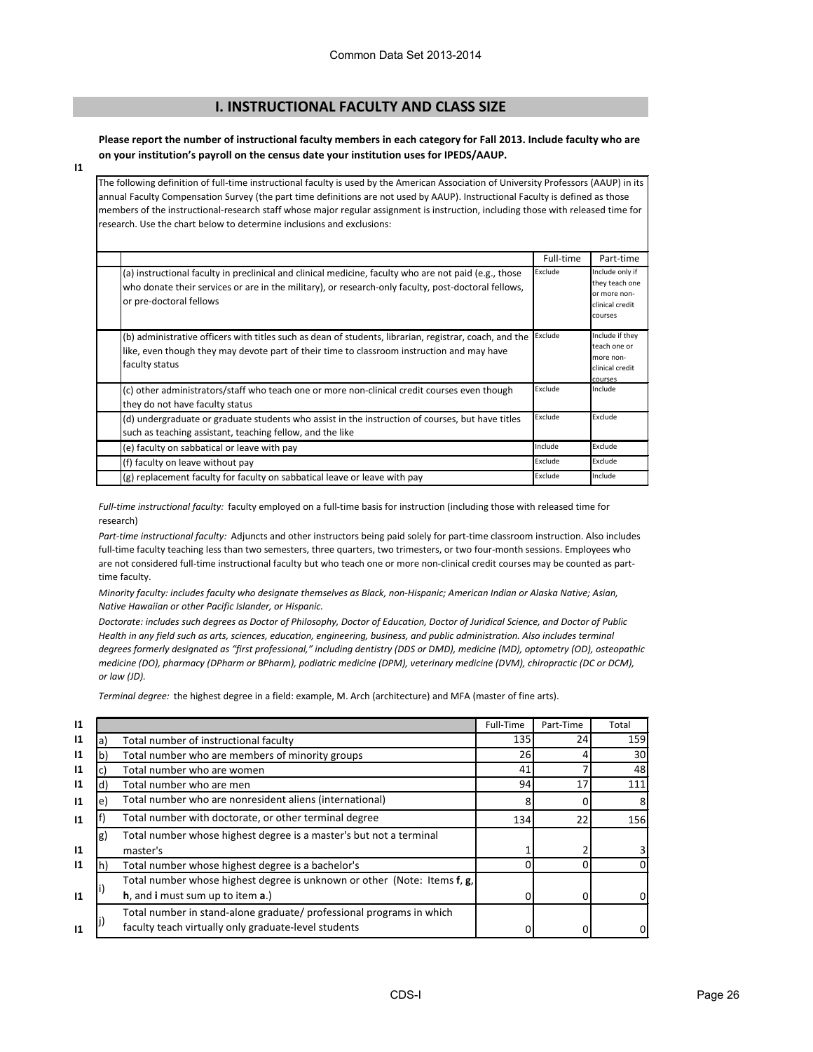## I. INSTRUCTIONAL FACULTY AND CLASS SIZE

**Please report the number of instructional faculty members in each category for Fall 2013. Include faculty who are on your institution's payroll on the census date your institution uses for IPEDS/AAUP.**

I1

The following definition of full-time instructional faculty is used by the American Association of University Professors (AAUP) in its annual Faculty Compensation Survey (the part time definitions are not used by AAUP). Instructional Faculty is defined as those members of the instructional-research staff whose major regular assignment is instruction, including those with released time for research. Use the chart below to determine inclusions and exclusions:

| | Full-time | Part-time |
|---|---|---|
| (a) instructional faculty in preclinical and clinical medicine, faculty who are not paid (e.g., those who donate their services or are in the military), or research-only faculty, post-doctoral fellows, or pre-doctoral fellows | Exclude | Include only if they teach one or more non-clinical credit courses |
| (b) administrative officers with titles such as dean of students, librarian, registrar, coach, and the like, even though they may devote part of their time to classroom instruction and may have faculty status | Exclude | Include if they teach one or more non-clinical credit courses |
| (c) other administrators/staff who teach one or more non-clinical credit courses even though they do not have faculty status | Exclude | Include |
| (d) undergraduate or graduate students who assist in the instruction of courses, but have titles such as teaching assistant, teaching fellow, and the like | Exclude | Exclude |
| (e) faculty on sabbatical or leave with pay | Include | Exclude |
| (f) faculty on leave without pay | Exclude | Exclude |
| (g) replacement faculty for faculty on sabbatical leave or leave with pay | Exclude | Include |

*Full-time instructional faculty:* faculty employed on a full-time basis for instruction (including those with released time for research)

*Part-time instructional faculty:* Adjuncts and other instructors being paid solely for part-time classroom instruction. Also includes full-time faculty teaching less than two semesters, three quarters, two trimesters, or two four-month sessions. Employees who are not considered full-time instructional faculty but who teach one or more non-clinical credit courses may be counted as part-time faculty.

*Minority faculty: includes faculty who designate themselves as Black, non-Hispanic; American Indian or Alaska Native; Asian, Native Hawaiian or other Pacific Islander, or Hispanic.*

*Doctorate: includes such degrees as Doctor of Philosophy, Doctor of Education, Doctor of Juridical Science, and Doctor of Public Health in any field such as arts, sciences, education, engineering, business, and public administration. Also includes terminal degrees formerly designated as "first professional," including dentistry (DDS or DMD), medicine (MD), optometry (OD), osteopathic medicine (DO), pharmacy (DPharm or BPharm), podiatric medicine (DPM), veterinary medicine (DVM), chiropractic (DC or DCM), or law (JD).*

*Terminal degree:* the highest degree in a field: example, M. Arch (architecture) and MFA (master of fine arts).

| | | | Full-Time | Part-Time | Total |
|---|---|---|---|---|---|
| I1 | a) | Total number of instructional faculty | 135 | 24 | 159 |
| I1 | b) | Total number who are members of minority groups | 26 | 4 | 30 |
| I1 | c) | Total number who are women | 41 | 7 | 48 |
| I1 | d) | Total number who are men | 94 | 17 | 111 |
| I1 | e) | Total number who are nonresident aliens (international) | 8 | 0 | 8 |
| I1 | f) | Total number with doctorate, or other terminal degree | 134 | 22 | 156 |
| I1 | g) | Total number whose highest degree is a master's but not a terminal master's | 1 | 2 | 3 |
| I1 | h) | Total number whose highest degree is a bachelor's | 0 | 0 | 0 |
| I1 | i) | Total number whose highest degree is unknown or other (Note: Items **f**, **g**, **h**, and **i** must sum up to item **a**.) | 0 | 0 | 0 |
| I1 | j) | Total number in stand-alone graduate/ professional programs in which faculty teach virtually only graduate-level students | 0 | 0 | 0 |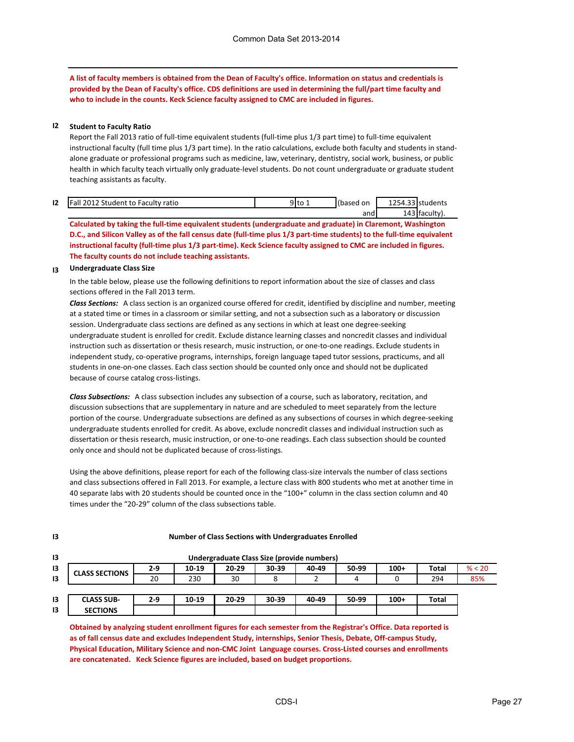**A list of faculty members is obtained from the Dean of Faculty's office. Information on status and credentials is provided by the Dean of Faculty's office. CDS definitions are used in determining the full/part time faculty and who to include in the counts. Keck Science faculty assigned to CMC are included in figures.**

### I2 Student to Faculty Ratio

Report the Fall 2013 ratio of full-time equivalent students (full-time plus 1/3 part time) to full-time equivalent instructional faculty (full time plus 1/3 part time). In the ratio calculations, exclude both faculty and students in stand-alone graduate or professional programs such as medicine, law, veterinary, dentistry, social work, business, or public health in which faculty teach virtually only graduate-level students. Do not count undergraduate or graduate student teaching assistants as faculty.

| | | | | | |
|---|---|---|---|---|---|
| I2 | Fall 2012 Student to Faculty ratio | 9 to 1 | (based on | 1254.33 | students |
| | | | and | 143 | faculty). |

**Calculated by taking the full-time equivalent students (undergraduate and graduate) in Claremont, Washington D.C., and Silicon Valley as of the fall census date (full-time plus 1/3 part-time students) to the full-time equivalent instructional faculty (full-time plus 1/3 part-time). Keck Science faculty assigned to CMC are included in figures. The faculty counts do not include teaching assistants.**

### I3 Undergraduate Class Size

In the table below, please use the following definitions to report information about the size of classes and class sections offered in the Fall 2013 term.

***Class Sections:*** A class section is an organized course offered for credit, identified by discipline and number, meeting at a stated time or times in a classroom or similar setting, and not a subsection such as a laboratory or discussion session. Undergraduate class sections are defined as any sections in which at least one degree-seeking undergraduate student is enrolled for credit. Exclude distance learning classes and noncredit classes and individual instruction such as dissertation or thesis research, music instruction, or one-to-one readings. Exclude students in independent study, co-operative programs, internships, foreign language taped tutor sessions, practicums, and all students in one-on-one classes. Each class section should be counted only once and should not be duplicated because of course catalog cross-listings.

***Class Subsections:*** A class subsection includes any subsection of a course, such as laboratory, recitation, and discussion subsections that are supplementary in nature and are scheduled to meet separately from the lecture portion of the course. Undergraduate subsections are defined as any subsections of courses in which degree-seeking undergraduate students enrolled for credit. As above, exclude noncredit classes and individual instruction such as dissertation or thesis research, music instruction, or one-to-one readings. Each class subsection should be counted only once and should not be duplicated because of cross-listings.

Using the above definitions, please report for each of the following class-size intervals the number of class sections and class subsections offered in Fall 2013. For example, a lecture class with 800 students who met at another time in 40 separate labs with 20 students should be counted once in the "100+" column in the class section column and 40 times under the "20-29" column of the class subsections table.

**I3 Number of Class Sections with Undergraduates Enrolled**

**I3 Undergraduate Class Size (provide numbers)**

| CLASS SECTIONS | 2-9 | 10-19 | 20-29 | 30-39 | 40-49 | 50-99 | 100+ | Total | % < 20 |
|---|---|---|---|---|---|---|---|---|---|
| | 20 | 230 | 30 | 8 | 2 | 4 | 0 | 294 | 85% |

| CLASS SUB-SECTIONS | 2-9 | 10-19 | 20-29 | 30-39 | 40-49 | 50-99 | 100+ | Total |
|---|---|---|---|---|---|---|---|---|
| | | | | | | | | |

**Obtained by analyzing student enrollment figures for each semester from the Registrar's Office. Data reported is as of fall census date and excludes Independent Study, internships, Senior Thesis, Debate, Off-campus Study, Physical Education, Military Science and non-CMC Joint Language courses. Cross-Listed courses and enrollments are concatenated. Keck Science figures are included, based on budget proportions.**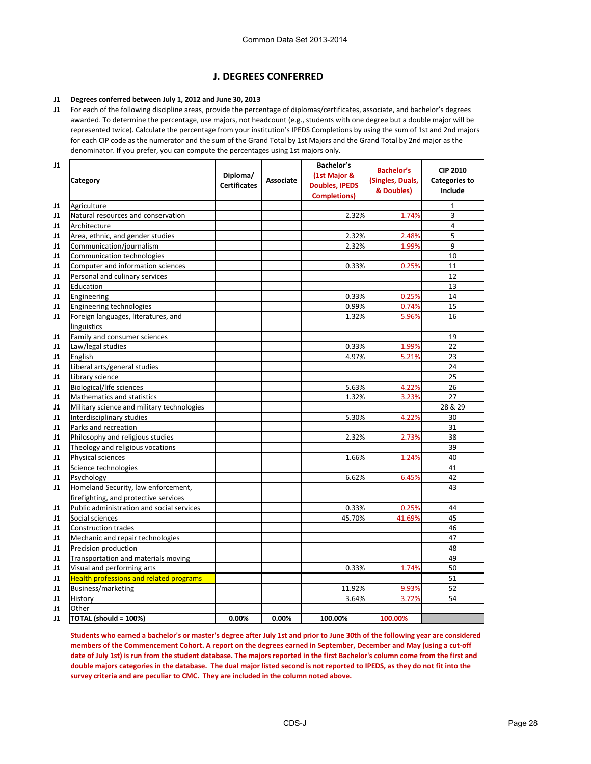Common Data Set 2013-2014

## J. DEGREES CONFERRED

J1 **Degrees conferred between July 1, 2012 and June 30, 2013**

J1 For each of the following discipline areas, provide the percentage of diplomas/certificates, associate, and bachelor's degrees awarded. To determine the percentage, use majors, not headcount (e.g., students with one degree but a double major will be represented twice). Calculate the percentage from your institution's IPEDS Completions by using the sum of 1st and 2nd majors for each CIP code as the numerator and the sum of the Grand Total by 1st Majors and the Grand Total by 2nd major as the denominator. If you prefer, you can compute the percentages using 1st majors only.

| J1 | Category | Diploma/ Certificates | Associate | Bachelor's (1st Major & Doubles, IPEDS Completions) | Bachelor's (Singles, Duals, & Doubles) | CIP 2010 Categories to Include |
|---|---|---|---|---|---|---|
| J1 | Agriculture | | | | | 1 |
| J1 | Natural resources and conservation | | | 2.32% | 1.74% | 3 |
| J1 | Architecture | | | | | 4 |
| J1 | Area, ethnic, and gender studies | | | 2.32% | 2.48% | 5 |
| J1 | Communication/journalism | | | 2.32% | 1.99% | 9 |
| J1 | Communication technologies | | | | | 10 |
| J1 | Computer and information sciences | | | 0.33% | 0.25% | 11 |
| J1 | Personal and culinary services | | | | | 12 |
| J1 | Education | | | | | 13 |
| J1 | Engineering | | | 0.33% | 0.25% | 14 |
| J1 | Engineering technologies | | | 0.99% | 0.74% | 15 |
| J1 | Foreign languages, literatures, and linguistics | | | 1.32% | 5.96% | 16 |
| J1 | Family and consumer sciences | | | | | 19 |
| J1 | Law/legal studies | | | 0.33% | 1.99% | 22 |
| J1 | English | | | 4.97% | 5.21% | 23 |
| J1 | Liberal arts/general studies | | | | | 24 |
| J1 | Library science | | | | | 25 |
| J1 | Biological/life sciences | | | 5.63% | 4.22% | 26 |
| J1 | Mathematics and statistics | | | 1.32% | 3.23% | 27 |
| J1 | Military science and military technologies | | | | | 28 & 29 |
| J1 | Interdisciplinary studies | | | 5.30% | 4.22% | 30 |
| J1 | Parks and recreation | | | | | 31 |
| J1 | Philosophy and religious studies | | | 2.32% | 2.73% | 38 |
| J1 | Theology and religious vocations | | | | | 39 |
| J1 | Physical sciences | | | 1.66% | 1.24% | 40 |
| J1 | Science technologies | | | | | 41 |
| J1 | Psychology | | | 6.62% | 6.45% | 42 |
| J1 | Homeland Security, law enforcement, firefighting, and protective services | | | | | 43 |
| J1 | Public administration and social services | | | 0.33% | 0.25% | 44 |
| J1 | Social sciences | | | 45.70% | 41.69% | 45 |
| J1 | Construction trades | | | | | 46 |
| J1 | Mechanic and repair technologies | | | | | 47 |
| J1 | Precision production | | | | | 48 |
| J1 | Transportation and materials moving | | | | | 49 |
| J1 | Visual and performing arts | | | 0.33% | 1.74% | 50 |
| J1 | Health professions and related programs | | | | | 51 |
| J1 | Business/marketing | | | 11.92% | 9.93% | 52 |
| J1 | History | | | 3.64% | 3.72% | 54 |
| J1 | Other | | | | | |
| J1 | **TOTAL (should = 100%)** | **0.00%** | **0.00%** | **100.00%** | **100.00%** | |

**Students who earned a bachelor's or master's degree after July 1st and prior to June 30th of the following year are considered members of the Commencement Cohort. A report on the degrees earned in September, December and May (using a cut-off date of July 1st) is run from the student database. The majors reported in the first Bachelor's column come from the first and double majors categories in the database. The dual major listed second is not reported to IPEDS, as they do not fit into the survey criteria and are peculiar to CMC. They are included in the column noted above.**

CDS-J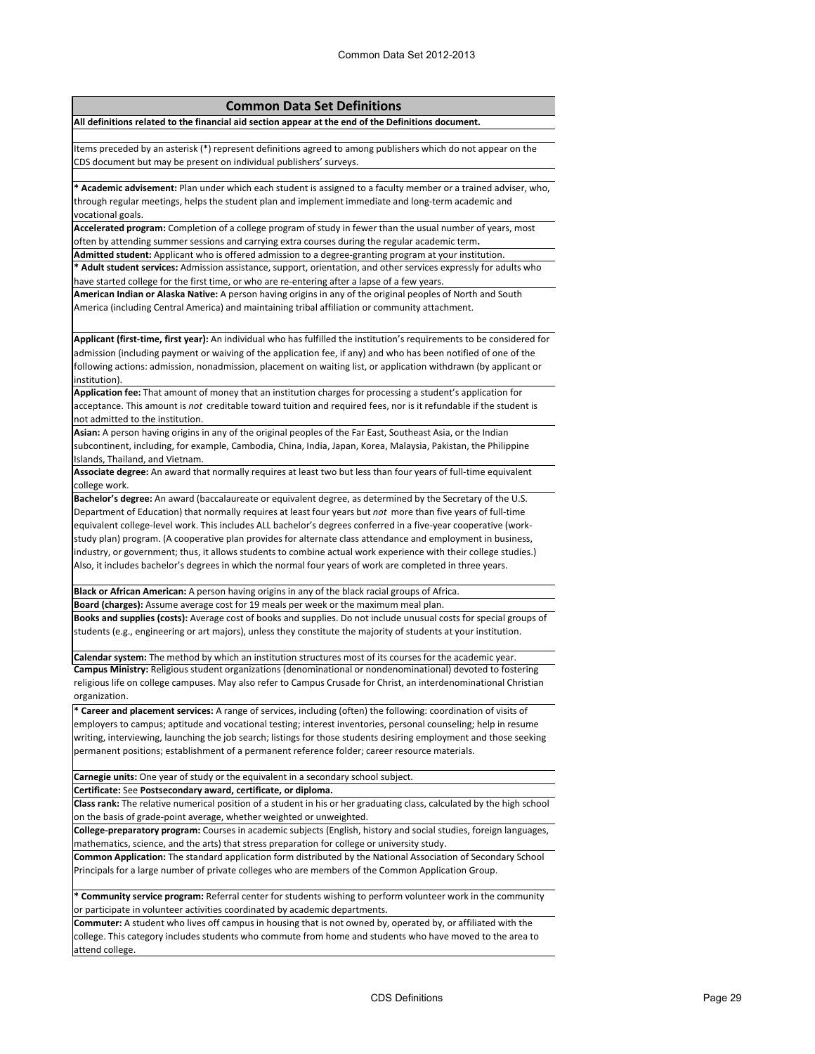## Common Data Set Definitions

**All definitions related to the financial aid section appear at the end of the Definitions document.**

Items preceded by an asterisk (*) represent definitions agreed to among publishers which do not appear on the CDS document but may be present on individual publishers' surveys.

**\* Academic advisement:** Plan under which each student is assigned to a faculty member or a trained adviser, who, through regular meetings, helps the student plan and implement immediate and long-term academic and vocational goals.

**Accelerated program:** Completion of a college program of study in fewer than the usual number of years, most often by attending summer sessions and carrying extra courses during the regular academic term**.**

**Admitted student:** Applicant who is offered admission to a degree-granting program at your institution.

**\* Adult student services:** Admission assistance, support, orientation, and other services expressly for adults who have started college for the first time, or who are re-entering after a lapse of a few years.

**American Indian or Alaska Native:** A person having origins in any of the original peoples of North and South America (including Central America) and maintaining tribal affiliation or community attachment.

**Applicant (first-time, first year):** An individual who has fulfilled the institution's requirements to be considered for admission (including payment or waiving of the application fee, if any) and who has been notified of one of the following actions: admission, nonadmission, placement on waiting list, or application withdrawn (by applicant or institution).

**Application fee:** That amount of money that an institution charges for processing a student's application for acceptance. This amount is *not* creditable toward tuition and required fees, nor is it refundable if the student is not admitted to the institution.

**Asian:** A person having origins in any of the original peoples of the Far East, Southeast Asia, or the Indian subcontinent, including, for example, Cambodia, China, India, Japan, Korea, Malaysia, Pakistan, the Philippine Islands, Thailand, and Vietnam.

**Associate degree:** An award that normally requires at least two but less than four years of full-time equivalent college work.

**Bachelor's degree:** An award (baccalaureate or equivalent degree, as determined by the Secretary of the U.S. Department of Education) that normally requires at least four years but *not* more than five years of full-time equivalent college-level work. This includes ALL bachelor's degrees conferred in a five-year cooperative (work-study plan) program. (A cooperative plan provides for alternate class attendance and employment in business, industry, or government; thus, it allows students to combine actual work experience with their college studies.) Also, it includes bachelor's degrees in which the normal four years of work are completed in three years.

**Black or African American:** A person having origins in any of the black racial groups of Africa.

**Board (charges):** Assume average cost for 19 meals per week or the maximum meal plan.

**Books and supplies (costs):** Average cost of books and supplies. Do not include unusual costs for special groups of students (e.g., engineering or art majors), unless they constitute the majority of students at your institution.

**Calendar system:** The method by which an institution structures most of its courses for the academic year.

**Campus Ministry:** Religious student organizations (denominational or nondenominational) devoted to fostering religious life on college campuses. May also refer to Campus Crusade for Christ, an interdenominational Christian organization.

**\* Career and placement services:** A range of services, including (often) the following: coordination of visits of employers to campus; aptitude and vocational testing; interest inventories, personal counseling; help in resume writing, interviewing, launching the job search; listings for those students desiring employment and those seeking permanent positions; establishment of a permanent reference folder; career resource materials.

**Carnegie units:** One year of study or the equivalent in a secondary school subject.

**Certificate:** See **Postsecondary award, certificate, or diploma.**

**Class rank:** The relative numerical position of a student in his or her graduating class, calculated by the high school on the basis of grade-point average, whether weighted or unweighted.

**College-preparatory program:** Courses in academic subjects (English, history and social studies, foreign languages, mathematics, science, and the arts) that stress preparation for college or university study.

**Common Application:** The standard application form distributed by the National Association of Secondary School Principals for a large number of private colleges who are members of the Common Application Group.

**\* Community service program:** Referral center for students wishing to perform volunteer work in the community or participate in volunteer activities coordinated by academic departments.

**Commuter:** A student who lives off campus in housing that is not owned by, operated by, or affiliated with the college. This category includes students who commute from home and students who have moved to the area to attend college.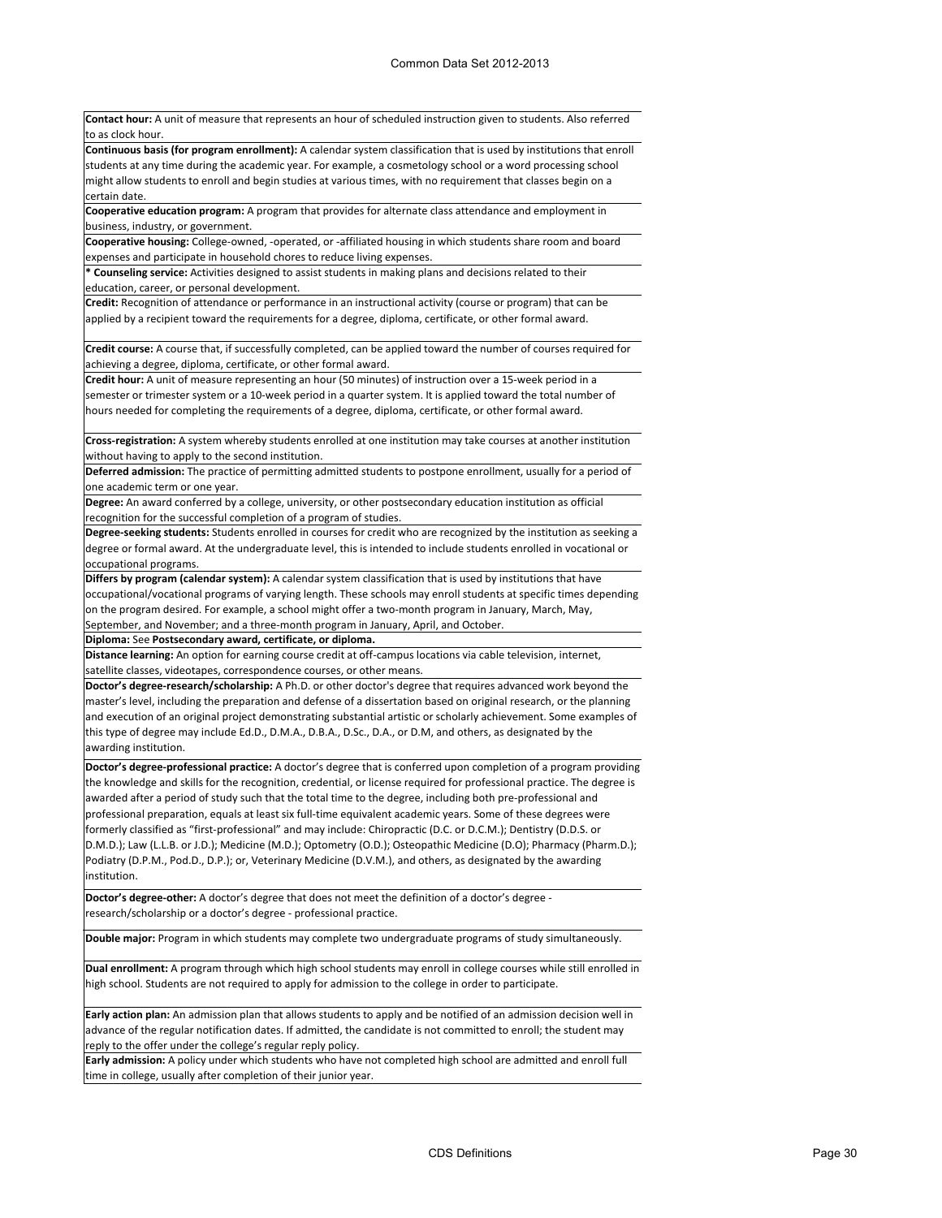**Contact hour:** A unit of measure that represents an hour of scheduled instruction given to students. Also referred to as clock hour.

**Continuous basis (for program enrollment):** A calendar system classification that is used by institutions that enroll students at any time during the academic year. For example, a cosmetology school or a word processing school might allow students to enroll and begin studies at various times, with no requirement that classes begin on a certain date.

**Cooperative education program:** A program that provides for alternate class attendance and employment in business, industry, or government.

**Cooperative housing:** College-owned, -operated, or -affiliated housing in which students share room and board expenses and participate in household chores to reduce living expenses.

**\* Counseling service:** Activities designed to assist students in making plans and decisions related to their education, career, or personal development.

**Credit:** Recognition of attendance or performance in an instructional activity (course or program) that can be applied by a recipient toward the requirements for a degree, diploma, certificate, or other formal award.

**Credit course:** A course that, if successfully completed, can be applied toward the number of courses required for achieving a degree, diploma, certificate, or other formal award.

**Credit hour:** A unit of measure representing an hour (50 minutes) of instruction over a 15-week period in a semester or trimester system or a 10-week period in a quarter system. It is applied toward the total number of hours needed for completing the requirements of a degree, diploma, certificate, or other formal award.

**Cross-registration:** A system whereby students enrolled at one institution may take courses at another institution without having to apply to the second institution.

**Deferred admission:** The practice of permitting admitted students to postpone enrollment, usually for a period of one academic term or one year.

**Degree:** An award conferred by a college, university, or other postsecondary education institution as official recognition for the successful completion of a program of studies.

**Degree-seeking students:** Students enrolled in courses for credit who are recognized by the institution as seeking a degree or formal award. At the undergraduate level, this is intended to include students enrolled in vocational or occupational programs.

**Differs by program (calendar system):** A calendar system classification that is used by institutions that have occupational/vocational programs of varying length. These schools may enroll students at specific times depending on the program desired. For example, a school might offer a two-month program in January, March, May, September, and November; and a three-month program in January, April, and October.

**Diploma:** See **Postsecondary award, certificate, or diploma.**

**Distance learning:** An option for earning course credit at off-campus locations via cable television, internet, satellite classes, videotapes, correspondence courses, or other means.

**Doctor's degree-research/scholarship:** A Ph.D. or other doctor's degree that requires advanced work beyond the master's level, including the preparation and defense of a dissertation based on original research, or the planning and execution of an original project demonstrating substantial artistic or scholarly achievement. Some examples of this type of degree may include Ed.D., D.M.A., D.B.A., D.Sc., D.A., or D.M, and others, as designated by the awarding institution.

**Doctor's degree-professional practice:** A doctor's degree that is conferred upon completion of a program providing the knowledge and skills for the recognition, credential, or license required for professional practice. The degree is awarded after a period of study such that the total time to the degree, including both pre-professional and professional preparation, equals at least six full-time equivalent academic years. Some of these degrees were formerly classified as "first-professional" and may include: Chiropractic (D.C. or D.C.M.); Dentistry (D.D.S. or D.M.D.); Law (L.L.B. or J.D.); Medicine (M.D.); Optometry (O.D.); Osteopathic Medicine (D.O); Pharmacy (Pharm.D.); Podiatry (D.P.M., Pod.D., D.P.); or, Veterinary Medicine (D.V.M.), and others, as designated by the awarding institution.

**Doctor's degree-other:** A doctor's degree that does not meet the definition of a doctor's degree - research/scholarship or a doctor's degree - professional practice.

**Double major:** Program in which students may complete two undergraduate programs of study simultaneously.

**Dual enrollment:** A program through which high school students may enroll in college courses while still enrolled in high school. Students are not required to apply for admission to the college in order to participate.

**Early action plan:** An admission plan that allows students to apply and be notified of an admission decision well in advance of the regular notification dates. If admitted, the candidate is not committed to enroll; the student may reply to the offer under the college's regular reply policy.

**Early admission:** A policy under which students who have not completed high school are admitted and enroll full time in college, usually after completion of their junior year.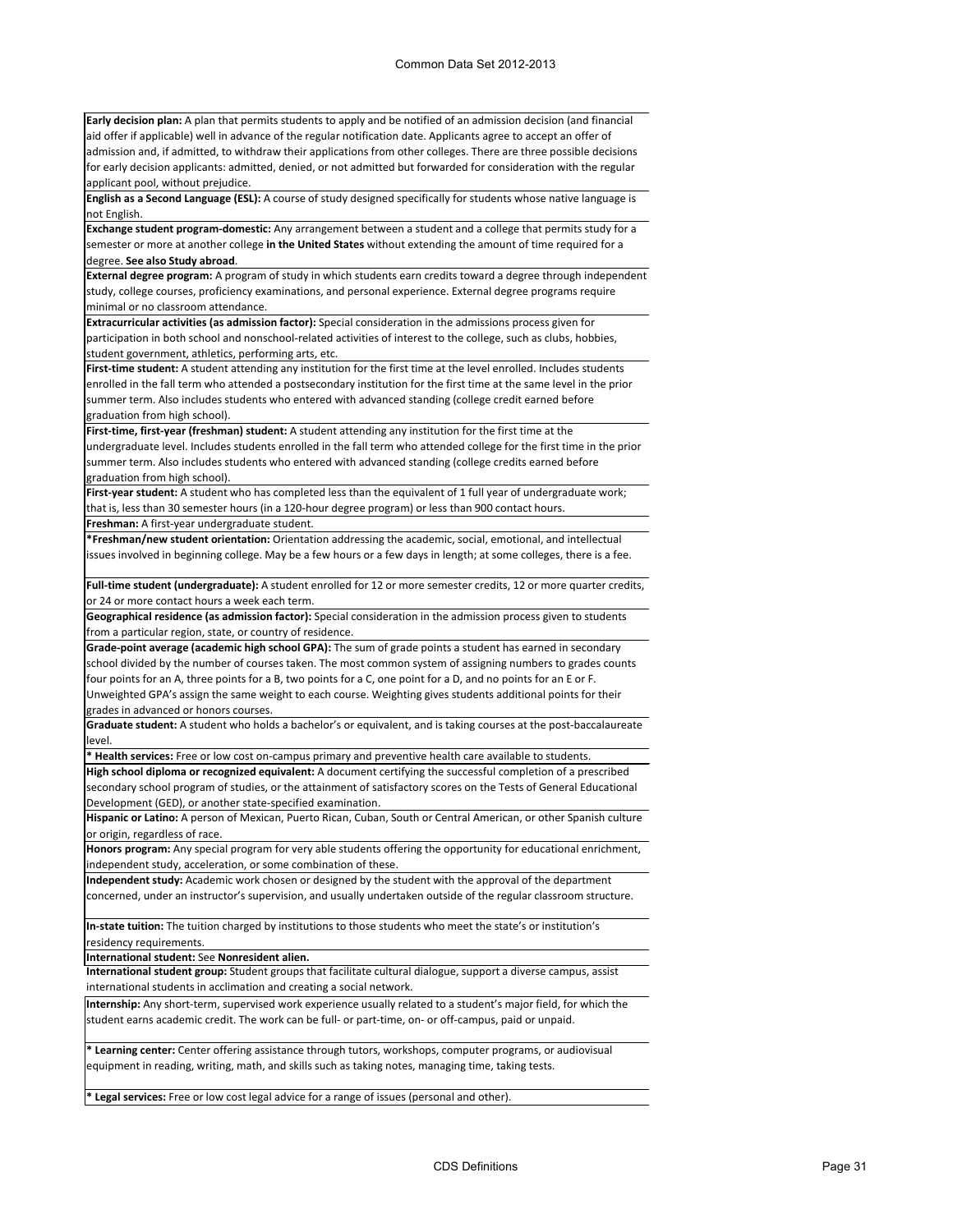**Early decision plan:** A plan that permits students to apply and be notified of an admission decision (and financial aid offer if applicable) well in advance of the regular notification date. Applicants agree to accept an offer of admission and, if admitted, to withdraw their applications from other colleges. There are three possible decisions for early decision applicants: admitted, denied, or not admitted but forwarded for consideration with the regular applicant pool, without prejudice.

**English as a Second Language (ESL):** A course of study designed specifically for students whose native language is not English.

**Exchange student program-domestic:** Any arrangement between a student and a college that permits study for a semester or more at another college **in the United States** without extending the amount of time required for a degree. **See also Study abroad**.

**External degree program:** A program of study in which students earn credits toward a degree through independent study, college courses, proficiency examinations, and personal experience. External degree programs require minimal or no classroom attendance.

**Extracurricular activities (as admission factor):** Special consideration in the admissions process given for participation in both school and nonschool-related activities of interest to the college, such as clubs, hobbies, student government, athletics, performing arts, etc.

**First-time student:** A student attending any institution for the first time at the level enrolled. Includes students enrolled in the fall term who attended a postsecondary institution for the first time at the same level in the prior summer term. Also includes students who entered with advanced standing (college credit earned before graduation from high school).

**First-time, first-year (freshman) student:** A student attending any institution for the first time at the undergraduate level. Includes students enrolled in the fall term who attended college for the first time in the prior summer term. Also includes students who entered with advanced standing (college credits earned before graduation from high school).

**First-year student:** A student who has completed less than the equivalent of 1 full year of undergraduate work; that is, less than 30 semester hours (in a 120-hour degree program) or less than 900 contact hours.

**Freshman:** A first-year undergraduate student.

***Freshman/new student orientation:** Orientation addressing the academic, social, emotional, and intellectual issues involved in beginning college. May be a few hours or a few days in length; at some colleges, there is a fee.

**Full-time student (undergraduate):** A student enrolled for 12 or more semester credits, 12 or more quarter credits, or 24 or more contact hours a week each term.

**Geographical residence (as admission factor):** Special consideration in the admission process given to students from a particular region, state, or country of residence.

**Grade-point average (academic high school GPA):** The sum of grade points a student has earned in secondary school divided by the number of courses taken. The most common system of assigning numbers to grades counts four points for an A, three points for a B, two points for a C, one point for a D, and no points for an E or F. Unweighted GPA's assign the same weight to each course. Weighting gives students additional points for their grades in advanced or honors courses.

**Graduate student:** A student who holds a bachelor's or equivalent, and is taking courses at the post-baccalaureate level.

*** Health services:** Free or low cost on-campus primary and preventive health care available to students.

**High school diploma or recognized equivalent:** A document certifying the successful completion of a prescribed secondary school program of studies, or the attainment of satisfactory scores on the Tests of General Educational Development (GED), or another state-specified examination.

**Hispanic or Latino:** A person of Mexican, Puerto Rican, Cuban, South or Central American, or other Spanish culture or origin, regardless of race.

**Honors program:** Any special program for very able students offering the opportunity for educational enrichment, independent study, acceleration, or some combination of these.

**Independent study:** Academic work chosen or designed by the student with the approval of the department concerned, under an instructor's supervision, and usually undertaken outside of the regular classroom structure.

**In-state tuition:** The tuition charged by institutions to those students who meet the state's or institution's residency requirements.

**International student:** See **Nonresident alien.**

**International student group:** Student groups that facilitate cultural dialogue, support a diverse campus, assist international students in acclimation and creating a social network.

**Internship:** Any short-term, supervised work experience usually related to a student's major field, for which the student earns academic credit. The work can be full- or part-time, on- or off-campus, paid or unpaid.

*** Learning center:** Center offering assistance through tutors, workshops, computer programs, or audiovisual equipment in reading, writing, math, and skills such as taking notes, managing time, taking tests.

*** Legal services:** Free or low cost legal advice for a range of issues (personal and other).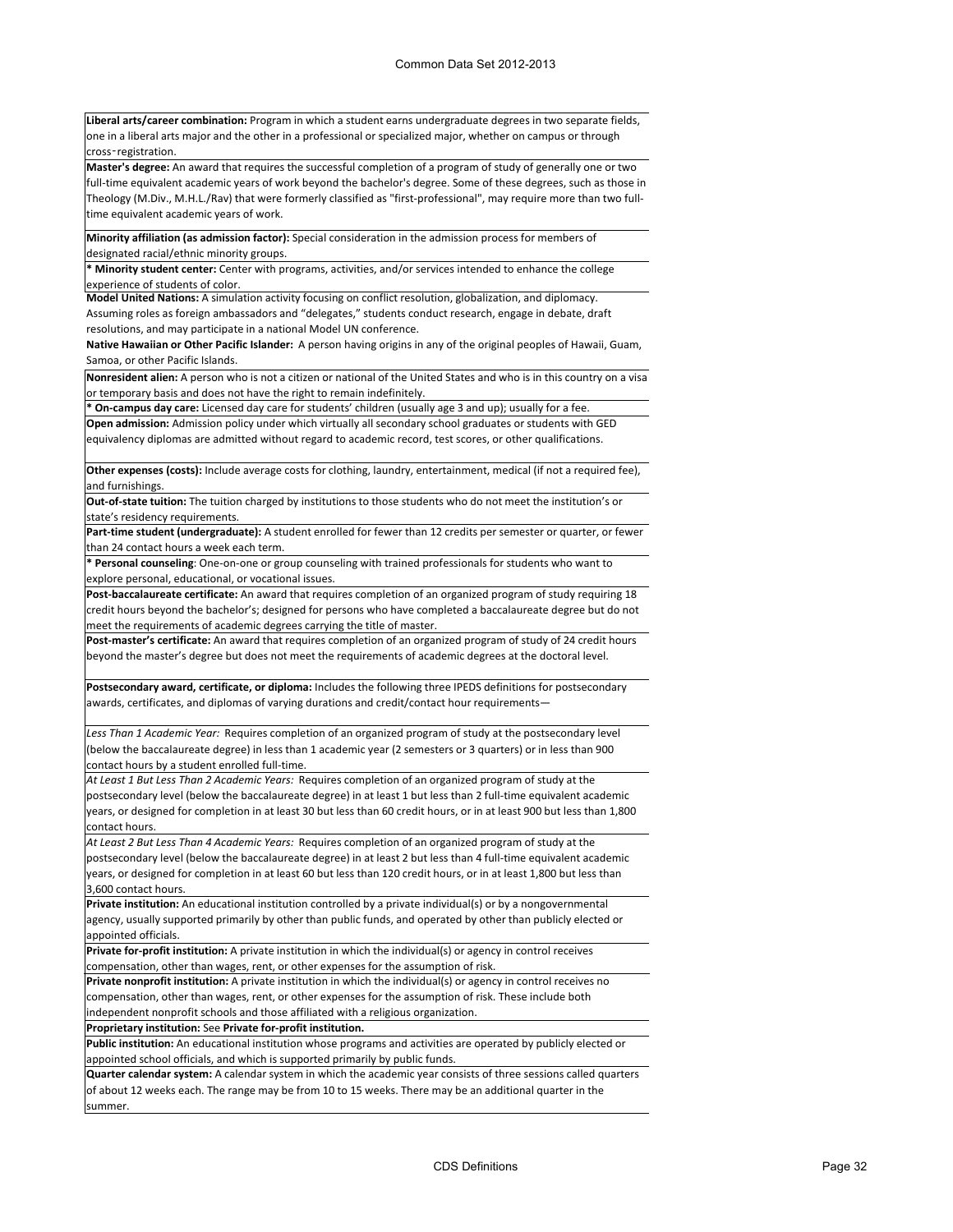**Liberal arts/career combination:** Program in which a student earns undergraduate degrees in two separate fields, one in a liberal arts major and the other in a professional or specialized major, whether on campus or through cross‑registration.

**Master's degree:** An award that requires the successful completion of a program of study of generally one or two full-time equivalent academic years of work beyond the bachelor's degree. Some of these degrees, such as those in Theology (M.Div., M.H.L./Rav) that were formerly classified as "first-professional", may require more than two full-time equivalent academic years of work.

**Minority affiliation (as admission factor):** Special consideration in the admission process for members of designated racial/ethnic minority groups.

**\* Minority student center:** Center with programs, activities, and/or services intended to enhance the college experience of students of color.

**Model United Nations:** A simulation activity focusing on conflict resolution, globalization, and diplomacy. Assuming roles as foreign ambassadors and "delegates," students conduct research, engage in debate, draft resolutions, and may participate in a national Model UN conference.

**Native Hawaiian or Other Pacific Islander:** A person having origins in any of the original peoples of Hawaii, Guam, Samoa, or other Pacific Islands.

**Nonresident alien:** A person who is not a citizen or national of the United States and who is in this country on a visa or temporary basis and does not have the right to remain indefinitely.

**\* On-campus day care:** Licensed day care for students' children (usually age 3 and up); usually for a fee.

**Open admission:** Admission policy under which virtually all secondary school graduates or students with GED equivalency diplomas are admitted without regard to academic record, test scores, or other qualifications.

**Other expenses (costs):** Include average costs for clothing, laundry, entertainment, medical (if not a required fee), and furnishings.

**Out-of-state tuition:** The tuition charged by institutions to those students who do not meet the institution's or state's residency requirements.

**Part-time student (undergraduate):** A student enrolled for fewer than 12 credits per semester or quarter, or fewer than 24 contact hours a week each term.

**\* Personal counseling**: One-on-one or group counseling with trained professionals for students who want to explore personal, educational, or vocational issues.

**Post-baccalaureate certificate:** An award that requires completion of an organized program of study requiring 18 credit hours beyond the bachelor's; designed for persons who have completed a baccalaureate degree but do not meet the requirements of academic degrees carrying the title of master.

**Post-master's certificate:** An award that requires completion of an organized program of study of 24 credit hours beyond the master's degree but does not meet the requirements of academic degrees at the doctoral level.

**Postsecondary award, certificate, or diploma:** Includes the following three IPEDS definitions for postsecondary awards, certificates, and diplomas of varying durations and credit/contact hour requirements—

*Less Than 1 Academic Year:* Requires completion of an organized program of study at the postsecondary level (below the baccalaureate degree) in less than 1 academic year (2 semesters or 3 quarters) or in less than 900 contact hours by a student enrolled full-time.

*At Least 1 But Less Than 2 Academic Years:* Requires completion of an organized program of study at the postsecondary level (below the baccalaureate degree) in at least 1 but less than 2 full-time equivalent academic years, or designed for completion in at least 30 but less than 60 credit hours, or in at least 900 but less than 1,800 contact hours.

*At Least 2 But Less Than 4 Academic Years:* Requires completion of an organized program of study at the postsecondary level (below the baccalaureate degree) in at least 2 but less than 4 full-time equivalent academic years, or designed for completion in at least 60 but less than 120 credit hours, or in at least 1,800 but less than 3,600 contact hours.

**Private institution:** An educational institution controlled by a private individual(s) or by a nongovernmental agency, usually supported primarily by other than public funds, and operated by other than publicly elected or appointed officials.

**Private for-profit institution:** A private institution in which the individual(s) or agency in control receives compensation, other than wages, rent, or other expenses for the assumption of risk.

**Private nonprofit institution:** A private institution in which the individual(s) or agency in control receives no compensation, other than wages, rent, or other expenses for the assumption of risk. These include both independent nonprofit schools and those affiliated with a religious organization.

**Proprietary institution:** See **Private for-profit institution.**

**Public institution:** An educational institution whose programs and activities are operated by publicly elected or appointed school officials, and which is supported primarily by public funds.

**Quarter calendar system:** A calendar system in which the academic year consists of three sessions called quarters of about 12 weeks each. The range may be from 10 to 15 weeks. There may be an additional quarter in the summer.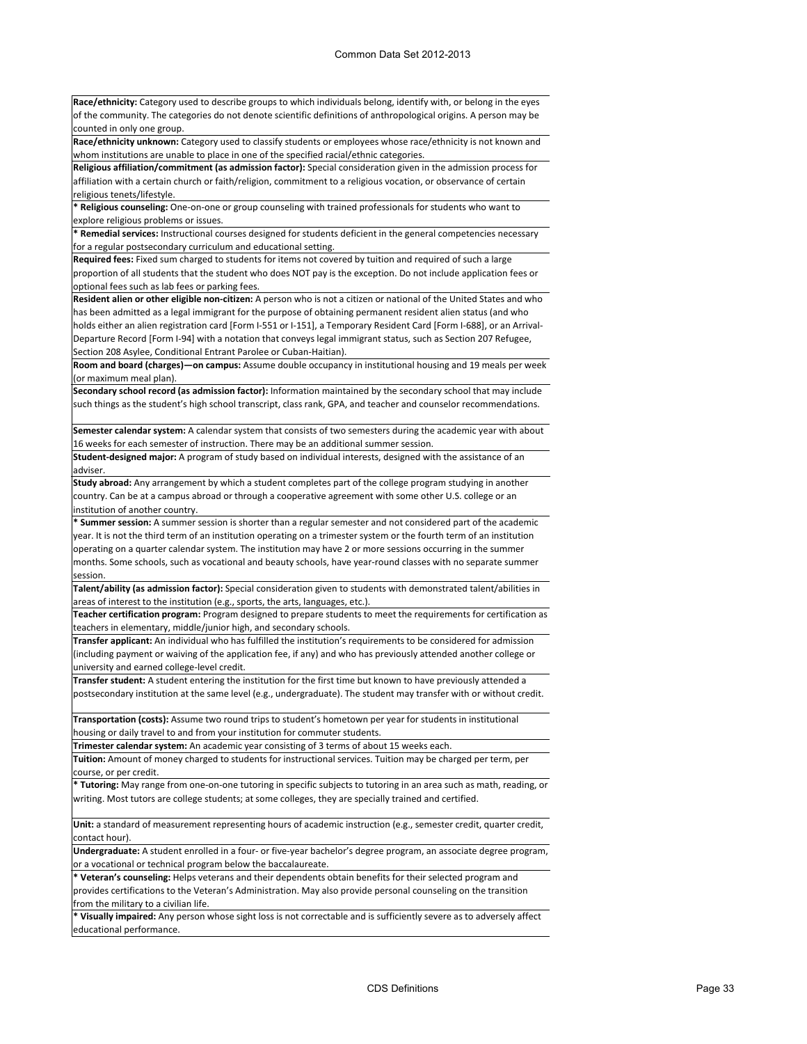**Race/ethnicity:** Category used to describe groups to which individuals belong, identify with, or belong in the eyes of the community. The categories do not denote scientific definitions of anthropological origins. A person may be counted in only one group.

**Race/ethnicity unknown:** Category used to classify students or employees whose race/ethnicity is not known and whom institutions are unable to place in one of the specified racial/ethnic categories.

**Religious affiliation/commitment (as admission factor):** Special consideration given in the admission process for affiliation with a certain church or faith/religion, commitment to a religious vocation, or observance of certain religious tenets/lifestyle.

**\* Religious counseling:** One-on-one or group counseling with trained professionals for students who want to explore religious problems or issues.

**\* Remedial services:** Instructional courses designed for students deficient in the general competencies necessary for a regular postsecondary curriculum and educational setting.

**Required fees:** Fixed sum charged to students for items not covered by tuition and required of such a large proportion of all students that the student who does NOT pay is the exception. Do not include application fees or optional fees such as lab fees or parking fees.

**Resident alien or other eligible non-citizen:** A person who is not a citizen or national of the United States and who has been admitted as a legal immigrant for the purpose of obtaining permanent resident alien status (and who holds either an alien registration card [Form I-551 or I-151], a Temporary Resident Card [Form I-688], or an Arrival-Departure Record [Form I-94] with a notation that conveys legal immigrant status, such as Section 207 Refugee, Section 208 Asylee, Conditional Entrant Parolee or Cuban-Haitian).

**Room and board (charges)—on campus:** Assume double occupancy in institutional housing and 19 meals per week (or maximum meal plan).

**Secondary school record (as admission factor):** Information maintained by the secondary school that may include such things as the student's high school transcript, class rank, GPA, and teacher and counselor recommendations.

**Semester calendar system:** A calendar system that consists of two semesters during the academic year with about 16 weeks for each semester of instruction. There may be an additional summer session.

**Student-designed major:** A program of study based on individual interests, designed with the assistance of an adviser.

**Study abroad:** Any arrangement by which a student completes part of the college program studying in another country. Can be at a campus abroad or through a cooperative agreement with some other U.S. college or an institution of another country.

**\* Summer session:** A summer session is shorter than a regular semester and not considered part of the academic year. It is not the third term of an institution operating on a trimester system or the fourth term of an institution operating on a quarter calendar system. The institution may have 2 or more sessions occurring in the summer months. Some schools, such as vocational and beauty schools, have year-round classes with no separate summer session.

**Talent/ability (as admission factor):** Special consideration given to students with demonstrated talent/abilities in areas of interest to the institution (e.g., sports, the arts, languages, etc.).

**Teacher certification program:** Program designed to prepare students to meet the requirements for certification as teachers in elementary, middle/junior high, and secondary schools.

**Transfer applicant:** An individual who has fulfilled the institution's requirements to be considered for admission (including payment or waiving of the application fee, if any) and who has previously attended another college or university and earned college-level credit.

**Transfer student:** A student entering the institution for the first time but known to have previously attended a postsecondary institution at the same level (e.g., undergraduate). The student may transfer with or without credit.

**Transportation (costs):** Assume two round trips to student's hometown per year for students in institutional housing or daily travel to and from your institution for commuter students.

**Trimester calendar system:** An academic year consisting of 3 terms of about 15 weeks each.

**Tuition:** Amount of money charged to students for instructional services. Tuition may be charged per term, per course, or per credit.

**\* Tutoring:** May range from one-on-one tutoring in specific subjects to tutoring in an area such as math, reading, or writing. Most tutors are college students; at some colleges, they are specially trained and certified.

**Unit:** a standard of measurement representing hours of academic instruction (e.g., semester credit, quarter credit, contact hour).

**Undergraduate:** A student enrolled in a four- or five-year bachelor's degree program, an associate degree program, or a vocational or technical program below the baccalaureate.

**\* Veteran's counseling:** Helps veterans and their dependents obtain benefits for their selected program and provides certifications to the Veteran's Administration. May also provide personal counseling on the transition from the military to a civilian life.

**\* Visually impaired:** Any person whose sight loss is not correctable and is sufficiently severe as to adversely affect educational performance.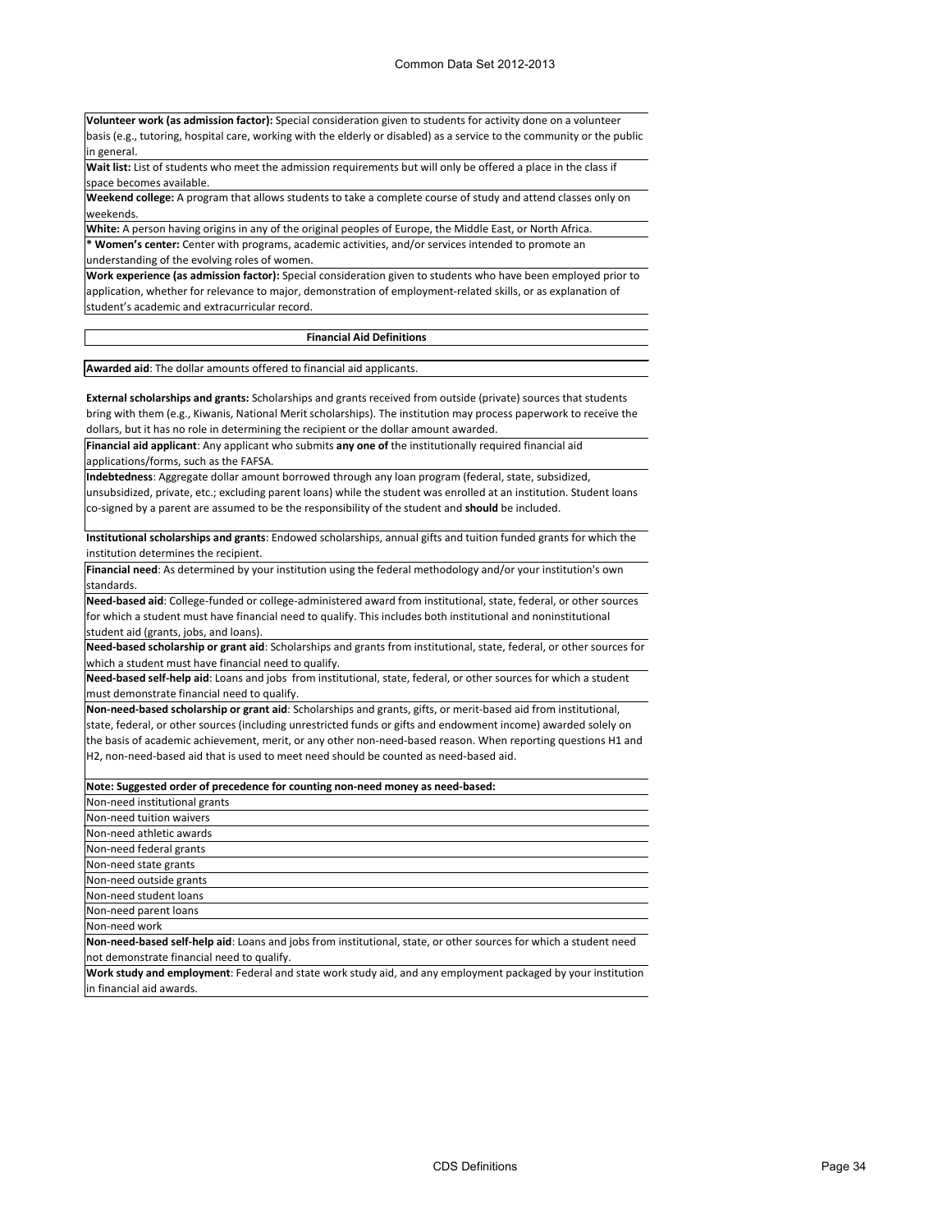**Volunteer work (as admission factor):** Special consideration given to students for activity done on a volunteer basis (e.g., tutoring, hospital care, working with the elderly or disabled) as a service to the community or the public in general.

**Wait list:** List of students who meet the admission requirements but will only be offered a place in the class if space becomes available.

**Weekend college:** A program that allows students to take a complete course of study and attend classes only on weekends.

**White:** A person having origins in any of the original peoples of Europe, the Middle East, or North Africa.

**\* Women's center:** Center with programs, academic activities, and/or services intended to promote an understanding of the evolving roles of women.

**Work experience (as admission factor):** Special consideration given to students who have been employed prior to application, whether for relevance to major, demonstration of employment-related skills, or as explanation of student's academic and extracurricular record.

## Financial Aid Definitions

**Awarded aid**: The dollar amounts offered to financial aid applicants.

**External scholarships and grants:** Scholarships and grants received from outside (private) sources that students bring with them (e.g., Kiwanis, National Merit scholarships). The institution may process paperwork to receive the dollars, but it has no role in determining the recipient or the dollar amount awarded.

**Financial aid applicant**: Any applicant who submits **any one of** the institutionally required financial aid applications/forms, such as the FAFSA.

**Indebtedness**: Aggregate dollar amount borrowed through any loan program (federal, state, subsidized, unsubsidized, private, etc.; excluding parent loans) while the student was enrolled at an institution. Student loans co-signed by a parent are assumed to be the responsibility of the student and **should** be included.

**Institutional scholarships and grants**: Endowed scholarships, annual gifts and tuition funded grants for which the institution determines the recipient.

**Financial need**: As determined by your institution using the federal methodology and/or your institution's own standards.

**Need-based aid**: College-funded or college-administered award from institutional, state, federal, or other sources for which a student must have financial need to qualify. This includes both institutional and noninstitutional student aid (grants, jobs, and loans).

**Need-based scholarship or grant aid**: Scholarships and grants from institutional, state, federal, or other sources for which a student must have financial need to qualify.

**Need-based self-help aid**: Loans and jobs from institutional, state, federal, or other sources for which a student must demonstrate financial need to qualify.

**Non-need-based scholarship or grant aid**: Scholarships and grants, gifts, or merit-based aid from institutional, state, federal, or other sources (including unrestricted funds or gifts and endowment income) awarded solely on the basis of academic achievement, merit, or any other non-need-based reason. When reporting questions H1 and H2, non-need-based aid that is used to meet need should be counted as need-based aid.

**Note: Suggested order of precedence for counting non-need money as need-based:**

- Non-need institutional grants
- Non-need tuition waivers
- Non-need athletic awards
- Non-need federal grants
- Non-need state grants
- Non-need outside grants
- Non-need student loans
- Non-need parent loans
- Non-need work

**Non-need-based self-help aid**: Loans and jobs from institutional, state, or other sources for which a student need not demonstrate financial need to qualify.

**Work study and employment**: Federal and state work study aid, and any employment packaged by your institution in financial aid awards.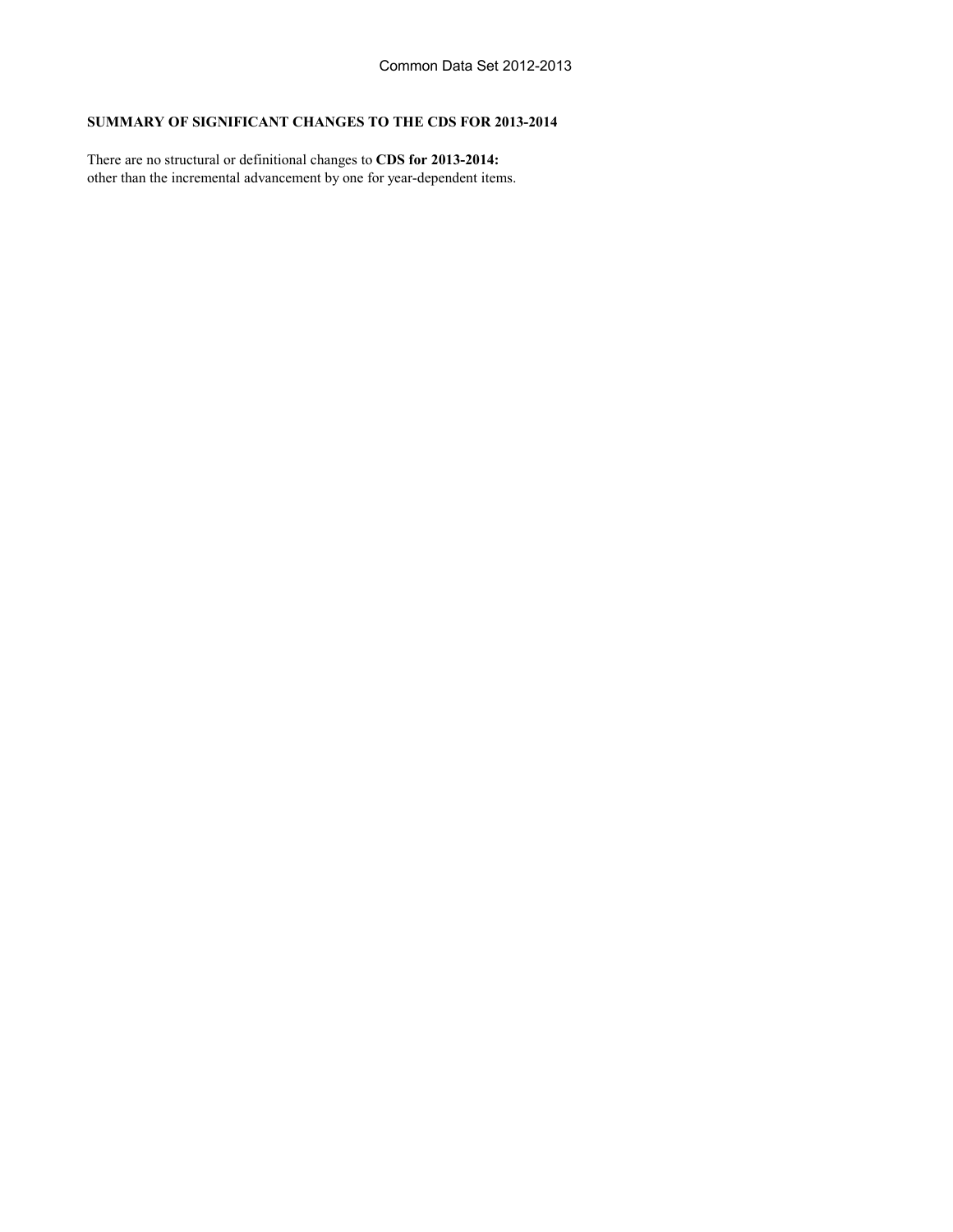**SUMMARY OF SIGNIFICANT CHANGES TO THE CDS FOR 2013-2014**

There are no structural or definitional changes to **CDS for 2013-2014:**
other than the incremental advancement by one for year-dependent items.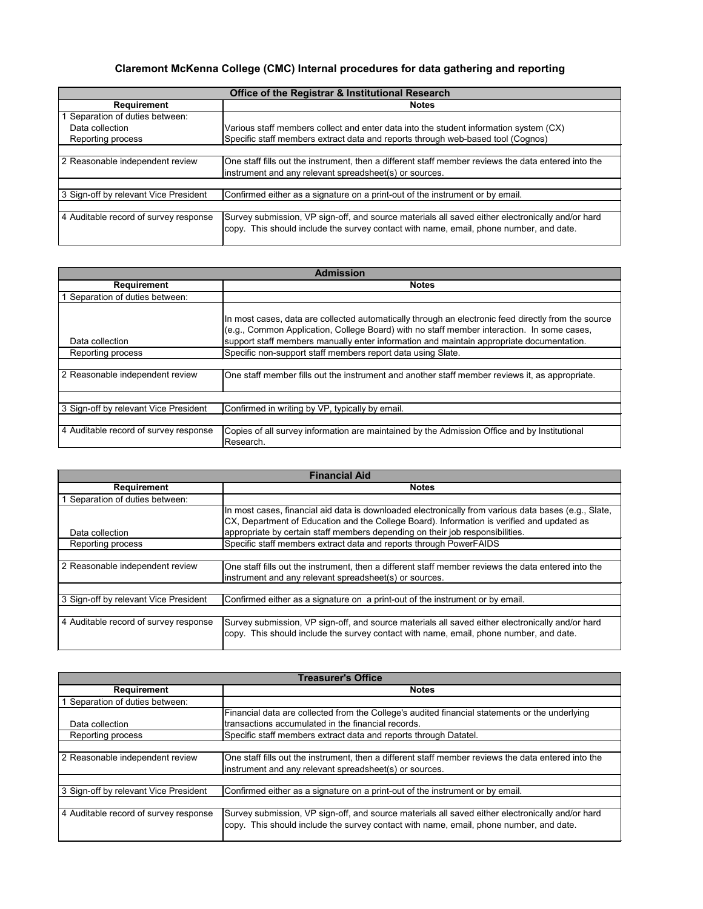# Claremont McKenna College (CMC) Internal procedures for data gathering and reporting

| Office of the Registrar & Institutional Research | |
|---|---|
| **Requirement** | **Notes** |
| 1 Separation of duties between: | |
| Data collection | Various staff members collect and enter data into the student information system (CX) |
| Reporting process | Specific staff members extract data and reports through web-based tool (Cognos) |
| 2 Reasonable independent review | One staff fills out the instrument, then a different staff member reviews the data entered into the instrument and any relevant spreadsheet(s) or sources. |
| 3 Sign-off by relevant Vice President | Confirmed either as a signature on a print-out of the instrument or by email. |
| 4 Auditable record of survey response | Survey submission, VP sign-off, and source materials all saved either electronically and/or hard copy. This should include the survey contact with name, email, phone number, and date. |

| Admission | |
|---|---|
| **Requirement** | **Notes** |
| 1 Separation of duties between: | |
| Data collection | In most cases, data are collected automatically through an electronic feed directly from the source (e.g., Common Application, College Board) with no staff member interaction. In some cases, support staff members manually enter information and maintain appropriate documentation. |
| Reporting process | Specific non-support staff members report data using Slate. |
| 2 Reasonable independent review | One staff member fills out the instrument and another staff member reviews it, as appropriate. |
| 3 Sign-off by relevant Vice President | Confirmed in writing by VP, typically by email. |
| 4 Auditable record of survey response | Copies of all survey information are maintained by the Admission Office and by Institutional Research. |

| Financial Aid | |
|---|---|
| **Requirement** | **Notes** |
| 1 Separation of duties between: | |
| Data collection | In most cases, financial aid data is downloaded electronically from various data bases (e.g., Slate, CX, Department of Education and the College Board). Information is verified and updated as appropriate by certain staff members depending on their job responsibilities. |
| Reporting process | Specific staff members extract data and reports through PowerFAIDS |
| 2 Reasonable independent review | One staff fills out the instrument, then a different staff member reviews the data entered into the instrument and any relevant spreadsheet(s) or sources. |
| 3 Sign-off by relevant Vice President | Confirmed either as a signature on a print-out of the instrument or by email. |
| 4 Auditable record of survey response | Survey submission, VP sign-off, and source materials all saved either electronically and/or hard copy. This should include the survey contact with name, email, phone number, and date. |

| Treasurer's Office | |
|---|---|
| **Requirement** | **Notes** |
| 1 Separation of duties between: | |
| Data collection | Financial data are collected from the College's audited financial statements or the underlying transactions accumulated in the financial records. |
| Reporting process | Specific staff members extract data and reports through Datatel. |
| 2 Reasonable independent review | One staff fills out the instrument, then a different staff member reviews the data entered into the instrument and any relevant spreadsheet(s) or sources. |
| 3 Sign-off by relevant Vice President | Confirmed either as a signature on a print-out of the instrument or by email. |
| 4 Auditable record of survey response | Survey submission, VP sign-off, and source materials all saved either electronically and/or hard copy. This should include the survey contact with name, email, phone number, and date. |